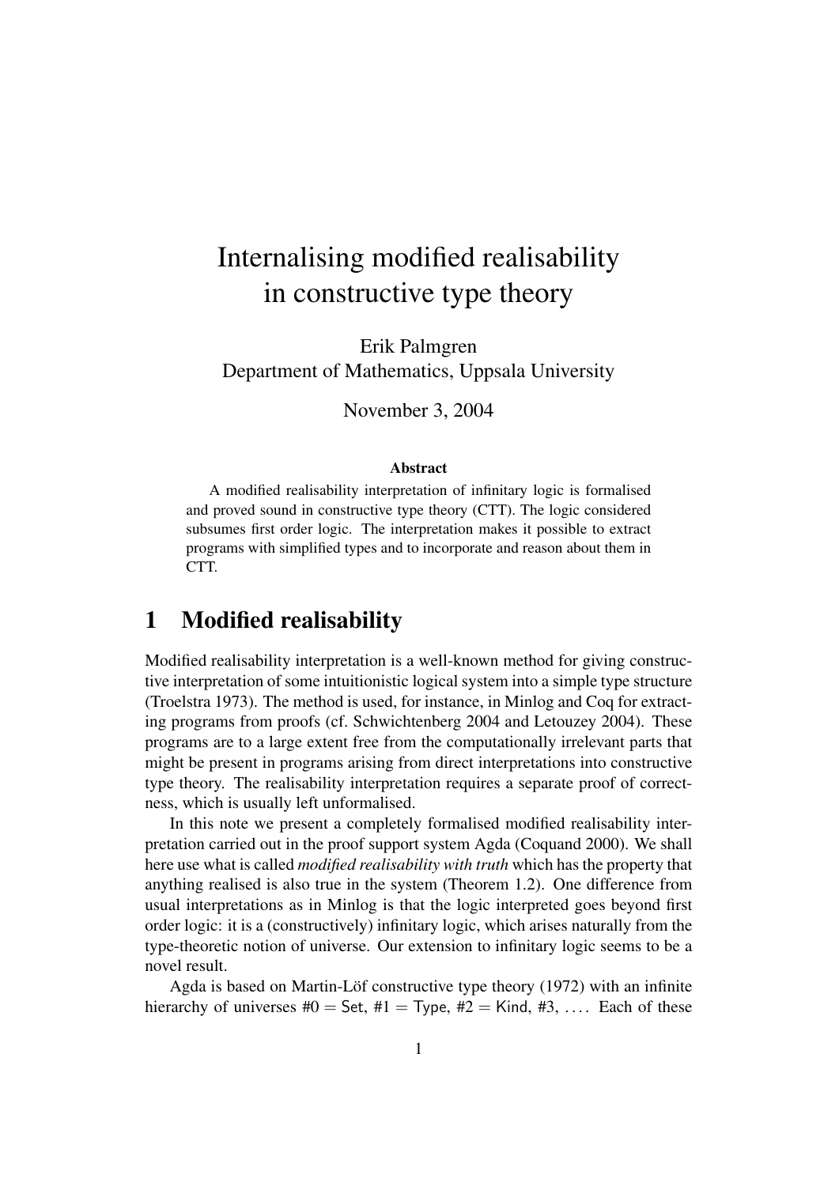# Internalising modified realisability in constructive type theory

Erik Palmgren
Department of Mathematics, Uppsala University

November 3, 2004

**Abstract**

A modified realisability interpretation of infinitary logic is formalised and proved sound in constructive type theory (CTT). The logic considered subsumes first order logic. The interpretation makes it possible to extract programs with simplified types and to incorporate and reason about them in CTT.

## 1 Modified realisability

Modified realisability interpretation is a well-known method for giving constructive interpretation of some intuitionistic logical system into a simple type structure (Troelstra 1973). The method is used, for instance, in Minlog and Coq for extracting programs from proofs (cf. Schwichtenberg 2004 and Letouzey 2004). These programs are to a large extent free from the computationally irrelevant parts that might be present in programs arising from direct interpretations into constructive type theory. The realisability interpretation requires a separate proof of correctness, which is usually left unformalised.

In this note we present a completely formalised modified realisability interpretation carried out in the proof support system Agda (Coquand 2000). We shall here use what is called *modified realisability with truth* which has the property that anything realised is also true in the system (Theorem 1.2). One difference from usual interpretations as in Minlog is that the logic interpreted goes beyond first order logic: it is a (constructively) infinitary logic, which arises naturally from the type-theoretic notion of universe. Our extension to infinitary logic seems to be a novel result.

Agda is based on Martin-Löf constructive type theory (1972) with an infinite hierarchy of universes #0 = Set, #1 = Type, #2 = Kind, #3, .... Each of these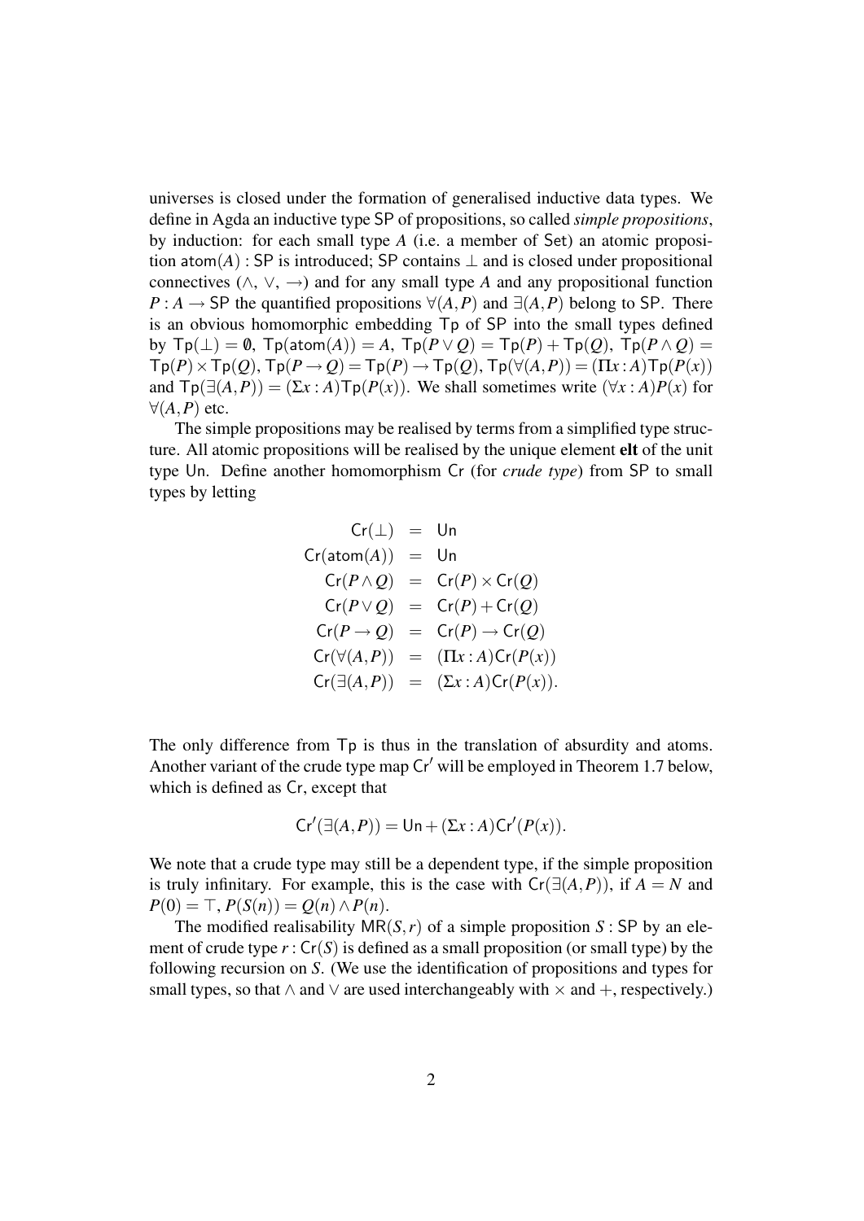universes is closed under the formation of generalised inductive data types. We define in Agda an inductive type $\mathsf{SP}$ of propositions, so called *simple propositions*, by induction: for each small type $A$ (i.e. a member of $\mathsf{Set}$) an atomic proposition $\mathsf{atom}(A) : \mathsf{SP}$ is introduced; $\mathsf{SP}$ contains $\bot$ and is closed under propositional connectives ($\wedge$, $\vee$, $\rightarrow$) and for any small type $A$ and any propositional function $P : A \rightarrow \mathsf{SP}$ the quantified propositions $\forall(A,P)$ and $\exists(A,P)$ belong to $\mathsf{SP}$. There is an obvious homomorphic embedding $\mathsf{Tp}$ of $\mathsf{SP}$ into the small types defined by $\mathsf{Tp}(\bot) = \emptyset$, $\mathsf{Tp}(\mathsf{atom}(A)) = A$, $\mathsf{Tp}(P \vee Q) = \mathsf{Tp}(P) + \mathsf{Tp}(Q)$, $\mathsf{Tp}(P \wedge Q) = \mathsf{Tp}(P) \times \mathsf{Tp}(Q)$, $\mathsf{Tp}(P \rightarrow Q) = \mathsf{Tp}(P) \rightarrow \mathsf{Tp}(Q)$, $\mathsf{Tp}(\forall(A,P)) = (\Pi x : A)\mathsf{Tp}(P(x))$ and $\mathsf{Tp}(\exists(A,P)) = (\Sigma x : A)\mathsf{Tp}(P(x))$. We shall sometimes write $(\forall x : A)P(x)$ for $\forall(A,P)$ etc.

The simple propositions may be realised by terms from a simplified type structure. All atomic propositions will be realised by the unique element **elt** of the unit type $\mathsf{Un}$. Define another homomorphism $\mathsf{Cr}$ (for *crude type*) from $\mathsf{SP}$ to small types by letting

$$
\begin{aligned}
\mathsf{Cr}(\bot) &= \mathsf{Un} \\
\mathsf{Cr}(\mathsf{atom}(A)) &= \mathsf{Un} \\
\mathsf{Cr}(P \wedge Q) &= \mathsf{Cr}(P) \times \mathsf{Cr}(Q) \\
\mathsf{Cr}(P \vee Q) &= \mathsf{Cr}(P) + \mathsf{Cr}(Q) \\
\mathsf{Cr}(P \rightarrow Q) &= \mathsf{Cr}(P) \rightarrow \mathsf{Cr}(Q) \\
\mathsf{Cr}(\forall(A,P)) &= (\Pi x : A)\mathsf{Cr}(P(x)) \\
\mathsf{Cr}(\exists(A,P)) &= (\Sigma x : A)\mathsf{Cr}(P(x)).
\end{aligned}
$$

The only difference from $\mathsf{Tp}$ is thus in the translation of absurdity and atoms. Another variant of the crude type map $\mathsf{Cr}'$ will be employed in Theorem 1.7 below, which is defined as $\mathsf{Cr}$, except that

$$
\mathsf{Cr}'(\exists(A,P)) = \mathsf{Un} + (\Sigma x : A)\mathsf{Cr}'(P(x)).
$$

We note that a crude type may still be a dependent type, if the simple proposition is truly infinitary. For example, this is the case with $\mathsf{Cr}(\exists(A,P))$, if $A = N$ and $P(0) = \top$, $P(S(n)) = Q(n) \wedge P(n)$.

The modified realisability $\mathsf{MR}(S,r)$ of a simple proposition $S : \mathsf{SP}$ by an element of crude type $r : \mathsf{Cr}(S)$ is defined as a small proposition (or small type) by the following recursion on $S$. (We use the identification of propositions and types for small types, so that $\wedge$ and $\vee$ are used interchangeably with $\times$ and $+$, respectively.)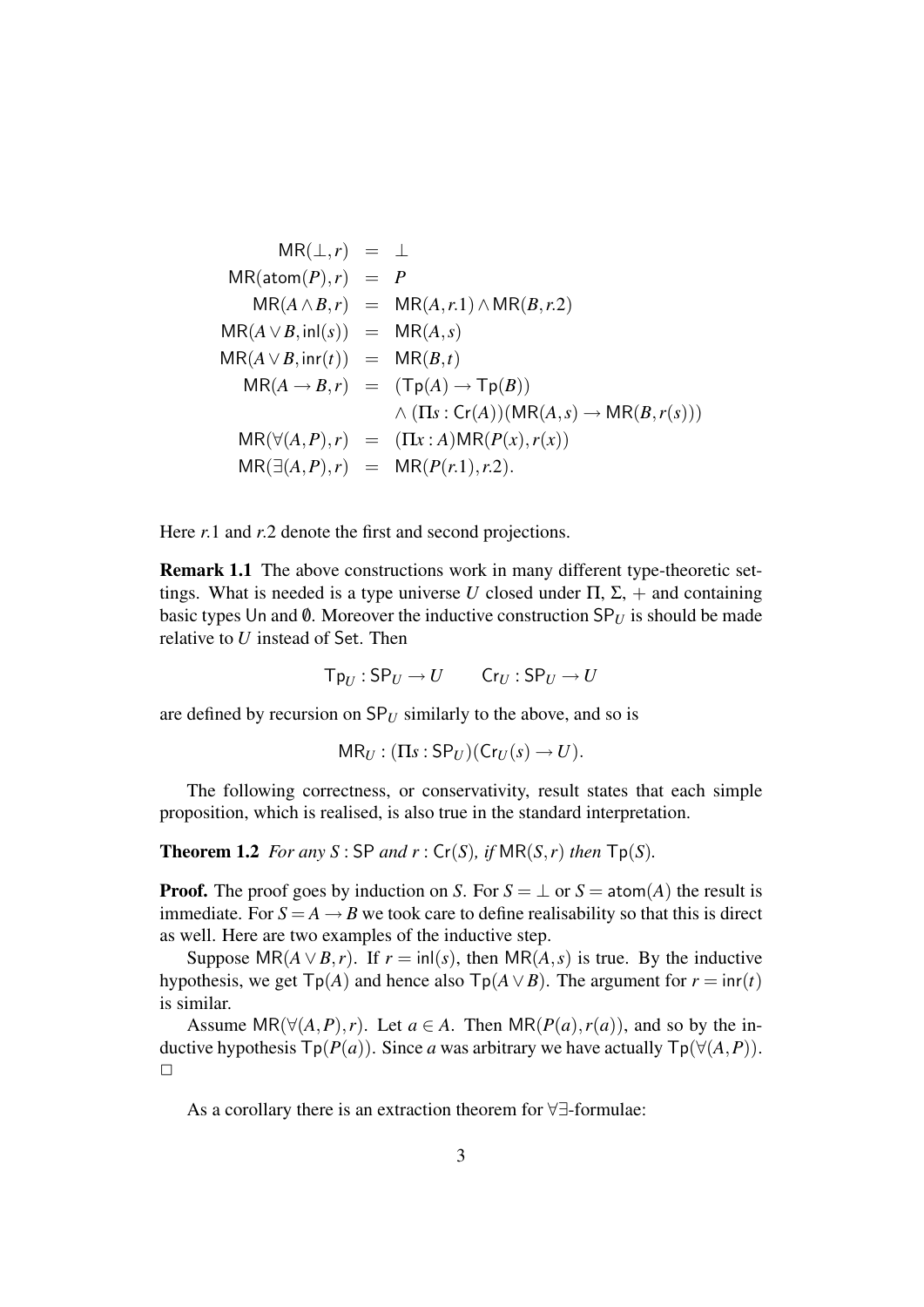$$
\begin{array}{rcl}
\mathsf{MR}(\bot, r) & = & \bot \\
\mathsf{MR}(\mathsf{atom}(P), r) & = & P \\
\mathsf{MR}(A \wedge B, r) & = & \mathsf{MR}(A, r.1) \wedge \mathsf{MR}(B, r.2) \\
\mathsf{MR}(A \vee B, \mathsf{inl}(s)) & = & \mathsf{MR}(A, s) \\
\mathsf{MR}(A \vee B, \mathsf{inr}(t)) & = & \mathsf{MR}(B, t) \\
\mathsf{MR}(A \to B, r) & = & (\mathsf{Tp}(A) \to \mathsf{Tp}(B)) \\
 & & \wedge\, (\Pi s : \mathsf{Cr}(A))(\mathsf{MR}(A, s) \to \mathsf{MR}(B, r(s))) \\
\mathsf{MR}(\forall(A, P), r) & = & (\Pi x : A)\mathsf{MR}(P(x), r(x)) \\
\mathsf{MR}(\exists(A, P), r) & = & \mathsf{MR}(P(r.1), r.2).
\end{array}
$$

Here $r.1$ and $r.2$ denote the first and second projections.

**Remark 1.1** The above constructions work in many different type-theoretic settings. What is needed is a type universe $U$ closed under $\Pi$, $\Sigma$, $+$ and containing basic types $\mathsf{Un}$ and $\emptyset$. Moreover the inductive construction $\mathsf{SP}_U$ is should be made relative to $U$ instead of $\mathsf{Set}$. Then

$$
\mathsf{Tp}_U : \mathsf{SP}_U \to U \qquad \mathsf{Cr}_U : \mathsf{SP}_U \to U
$$

are defined by recursion on $\mathsf{SP}_U$ similarly to the above, and so is

$$
\mathsf{MR}_U : (\Pi s : \mathsf{SP}_U)(\mathsf{Cr}_U(s) \to U).
$$

The following correctness, or conservativity, result states that each simple proposition, which is realised, is also true in the standard interpretation.

**Theorem 1.2** *For any $S : \mathsf{SP}$ and $r : \mathsf{Cr}(S)$, if $\mathsf{MR}(S, r)$ then $\mathsf{Tp}(S)$.*

**Proof.** The proof goes by induction on $S$. For $S = \bot$ or $S = \mathsf{atom}(A)$ the result is immediate. For $S = A \to B$ we took care to define realisability so that this is direct as well. Here are two examples of the inductive step.

Suppose $\mathsf{MR}(A \vee B, r)$. If $r = \mathsf{inl}(s)$, then $\mathsf{MR}(A, s)$ is true. By the inductive hypothesis, we get $\mathsf{Tp}(A)$ and hence also $\mathsf{Tp}(A \vee B)$. The argument for $r = \mathsf{inr}(t)$ is similar.

Assume $\mathsf{MR}(\forall(A, P), r)$. Let $a \in A$. Then $\mathsf{MR}(P(a), r(a))$, and so by the inductive hypothesis $\mathsf{Tp}(P(a))$. Since $a$ was arbitrary we have actually $\mathsf{Tp}(\forall(A, P))$. □

As a corollary there is an extraction theorem for $\forall\exists$-formulae: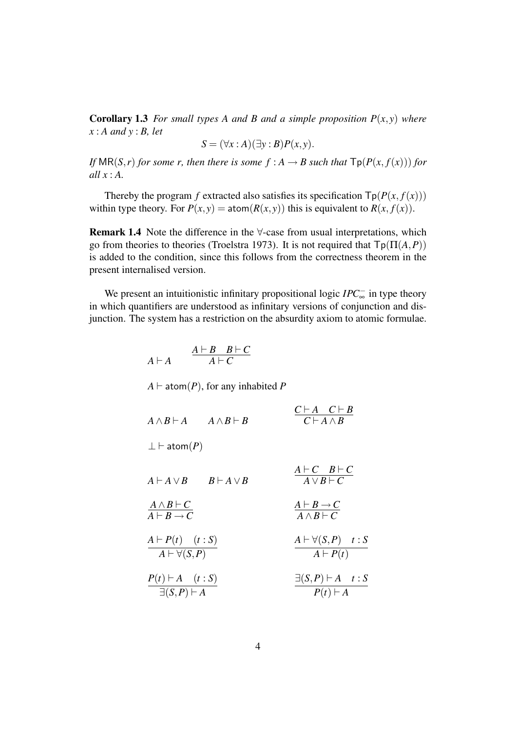**Corollary 1.3** *For small types $A$ and $B$ and a simple proposition $P(x,y)$ where $x : A$ and $y : B$, let*

$$S = (\forall x : A)(\exists y : B)P(x,y).$$

*If $\mathsf{MR}(S,r)$ for some $r$, then there is some $f : A \to B$ such that $\mathsf{Tp}(P(x,f(x)))$ for all $x : A$.*

Thereby the program $f$ extracted also satisfies its specification $\mathsf{Tp}(P(x,f(x)))$ within type theory. For $P(x,y) = \mathsf{atom}(R(x,y))$ this is equivalent to $R(x,f(x))$.

**Remark 1.4** Note the difference in the $\forall$-case from usual interpretations, which go from theories to theories (Troelstra 1973). It is not required that $\mathsf{Tp}(\Pi(A,P))$ is added to the condition, since this follows from the correctness theorem in the present internalised version.

We present an intuitionistic infinitary propositional logic $IPC^{-}_{\infty}$ in type theory in which quantifiers are understood as infinitary versions of conjunction and disjunction. The system has a restriction on the absurdity axiom to atomic formulae.

$$A \vdash A \qquad \frac{A \vdash B \quad B \vdash C}{A \vdash C}$$

$A \vdash \mathsf{atom}(P)$, for any inhabited $P$

$$A \wedge B \vdash A \qquad A \wedge B \vdash B \qquad \frac{C \vdash A \quad C \vdash B}{C \vdash A \wedge B}$$

$$\bot \vdash \mathsf{atom}(P)$$

$$A \vdash A \vee B \qquad B \vdash A \vee B \qquad \frac{A \vdash C \quad B \vdash C}{A \vee B \vdash C}$$

$$\frac{A \wedge B \vdash C}{A \vdash B \to C} \qquad \frac{A \vdash B \to C}{A \wedge B \vdash C}$$

$$\frac{A \vdash P(t) \quad (t : S)}{A \vdash \forall(S,P)} \qquad \frac{A \vdash \forall(S,P) \quad t : S}{A \vdash P(t)}$$

$$\frac{P(t) \vdash A \quad (t : S)}{\exists(S,P) \vdash A} \qquad \frac{\exists(S,P) \vdash A \quad t : S}{P(t) \vdash A}$$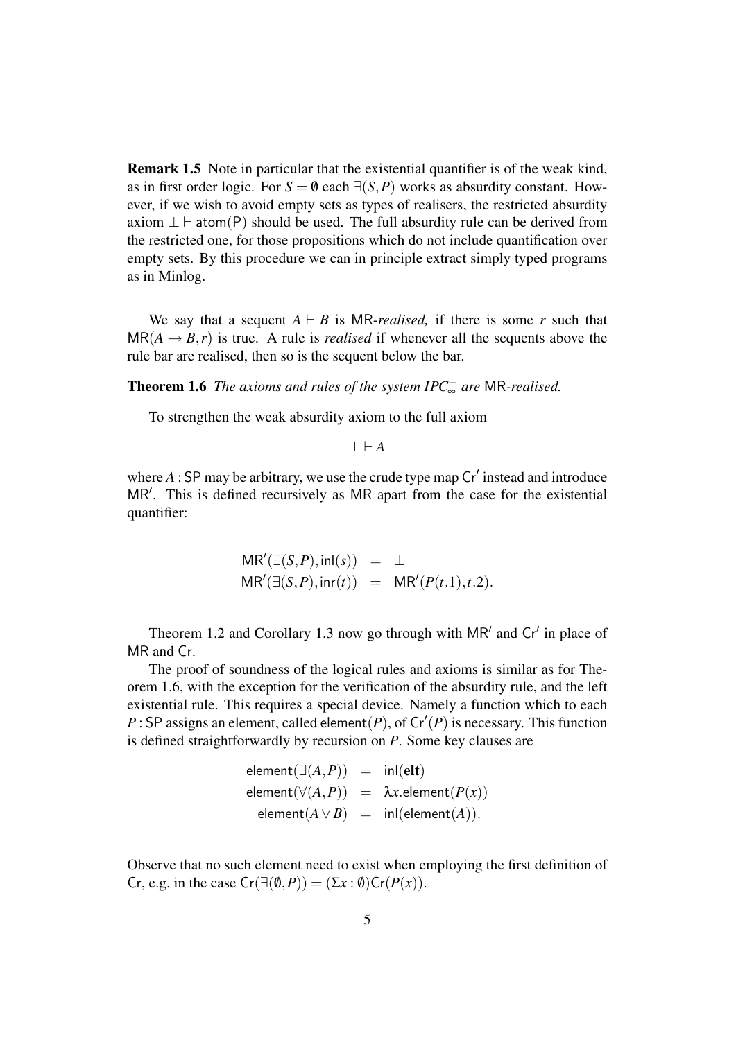**Remark 1.5** Note in particular that the existential quantifier is of the weak kind, as in first order logic. For $S = \emptyset$ each $\exists(S,P)$ works as absurdity constant. However, if we wish to avoid empty sets as types of realisers, the restricted absurdity axiom $\bot \vdash \mathsf{atom}(\mathsf{P})$ should be used. The full absurdity rule can be derived from the restricted one, for those propositions which do not include quantification over empty sets. By this procedure we can in principle extract simply typed programs as in Minlog.

We say that a sequent $A \vdash B$ is $\mathsf{MR}$-*realised,* if there is some $r$ such that $\mathsf{MR}(A \to B, r)$ is true. A rule is *realised* if whenever all the sequents above the rule bar are realised, then so is the sequent below the bar.

**Theorem 1.6** *The axioms and rules of the system $IPC^-_\infty$ are* $\mathsf{MR}$*-realised.*

To strengthen the weak absurdity axiom to the full axiom

$$\bot \vdash A$$

where $A : \mathsf{SP}$ may be arbitrary, we use the crude type map $\mathsf{Cr}'$ instead and introduce $\mathsf{MR}'$. This is defined recursively as $\mathsf{MR}$ apart from the case for the existential quantifier:

$$\begin{aligned} \mathsf{MR}'(\exists(S,P), \mathsf{inl}(s)) &= \bot \\ \mathsf{MR}'(\exists(S,P), \mathsf{inr}(t)) &= \mathsf{MR}'(P(t.1), t.2). \end{aligned}$$

Theorem 1.2 and Corollary 1.3 now go through with $\mathsf{MR}'$ and $\mathsf{Cr}'$ in place of $\mathsf{MR}$ and $\mathsf{Cr}$.

The proof of soundness of the logical rules and axioms is similar as for Theorem 1.6, with the exception for the verification of the absurdity rule, and the left existential rule. This requires a special device. Namely a function which to each $P : \mathsf{SP}$ assigns an element, called $\mathsf{element}(P)$, of $\mathsf{Cr}'(P)$ is necessary. This function is defined straightforwardly by recursion on $P$. Some key clauses are

$$\begin{aligned} \mathsf{element}(\exists(A,P)) &= \mathsf{inl}(\mathbf{elt}) \\ \mathsf{element}(\forall(A,P)) &= \lambda x.\mathsf{element}(P(x)) \\ \mathsf{element}(A \vee B) &= \mathsf{inl}(\mathsf{element}(A)). \end{aligned}$$

Observe that no such element need to exist when employing the first definition of $\mathsf{Cr}$, e.g. in the case $\mathsf{Cr}(\exists(\emptyset,P)) = (\Sigma x : \emptyset)\mathsf{Cr}(P(x))$.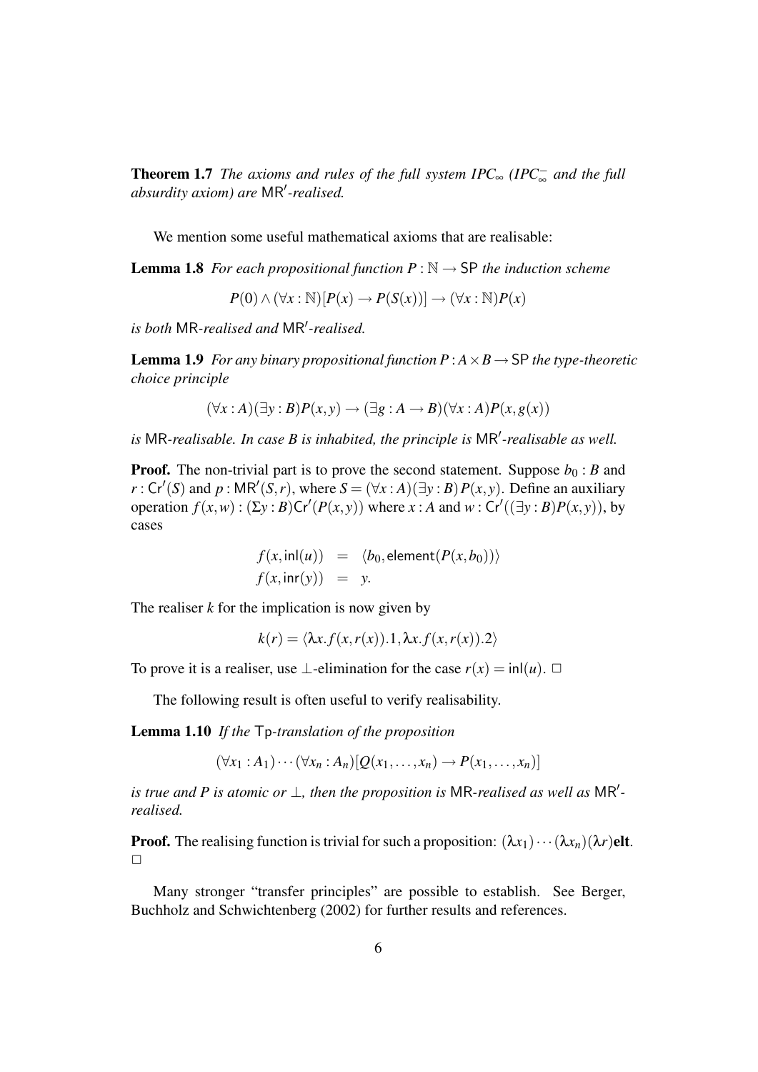**Theorem 1.7** *The axioms and rules of the full system IPC$_\infty$ (IPC$_\infty^-$ and the full absurdity axiom) are* $\mathsf{MR}'$*-realised.*

We mention some useful mathematical axioms that are realisable:

**Lemma 1.8** *For each propositional function $P : \mathbb{N} \to \mathsf{SP}$ the induction scheme*

$$P(0) \wedge (\forall x : \mathbb{N})[P(x) \to P(S(x))] \to (\forall x : \mathbb{N}) P(x)$$

*is both* $\mathsf{MR}$*-realised and* $\mathsf{MR}'$*-realised.*

**Lemma 1.9** *For any binary propositional function $P : A \times B \to \mathsf{SP}$ the type-theoretic choice principle*

$$(\forall x : A)(\exists y : B) P(x,y) \to (\exists g : A \to B)(\forall x : A) P(x, g(x))$$

*is* $\mathsf{MR}$*-realisable. In case $B$ is inhabited, the principle is* $\mathsf{MR}'$*-realisable as well.*

**Proof.** The non-trivial part is to prove the second statement. Suppose $b_0 : B$ and $r : \mathsf{Cr}'(S)$ and $p : \mathsf{MR}'(S,r)$, where $S = (\forall x : A)(\exists y : B) P(x,y)$. Define an auxiliary operation $f(x,w) : (\Sigma y : B)\mathsf{Cr}'(P(x,y))$ where $x : A$ and $w : \mathsf{Cr}'((\exists y : B)P(x,y))$, by cases

$$\begin{aligned} f(x, \mathsf{inl}(u)) &= \langle b_0, \mathsf{element}(P(x,b_0)) \rangle \\ f(x, \mathsf{inr}(y)) &= y. \end{aligned}$$

The realiser $k$ for the implication is now given by

$$k(r) = \langle \lambda x. f(x, r(x)).1, \lambda x. f(x, r(x)).2 \rangle$$

To prove it is a realiser, use $\perp$-elimination for the case $r(x) = \mathsf{inl}(u)$. $\Box$

The following result is often useful to verify realisability.

**Lemma 1.10** *If the* $\mathsf{Tp}$*-translation of the proposition*

$$(\forall x_1 : A_1) \cdots (\forall x_n : A_n)[Q(x_1, \ldots, x_n) \to P(x_1, \ldots, x_n)]$$

*is true and $P$ is atomic or $\perp$, then the proposition is* $\mathsf{MR}$*-realised as well as* $\mathsf{MR}'$*-realised.*

**Proof.** The realising function is trivial for such a proposition: $(\lambda x_1) \cdots (\lambda x_n)(\lambda r)\mathbf{elt}$. $\Box$

Many stronger "transfer principles" are possible to establish. See Berger, Buchholz and Schwichtenberg (2002) for further results and references.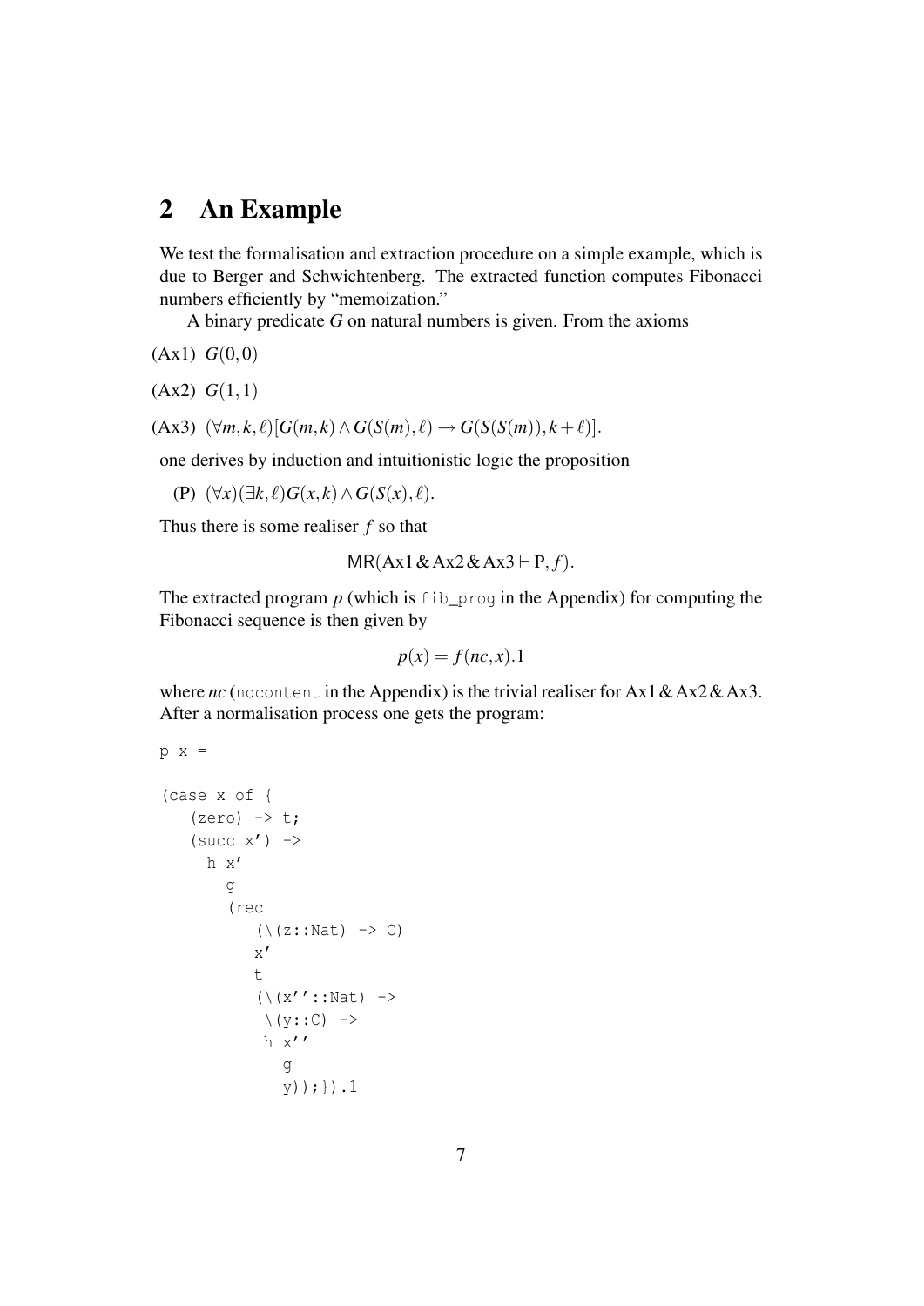## 2 An Example

We test the formalisation and extraction procedure on a simple example, which is due to Berger and Schwichtenberg. The extracted function computes Fibonacci numbers efficiently by "memoization."

A binary predicate $G$ on natural numbers is given. From the axioms

(Ax1) $G(0,0)$

(Ax2) $G(1,1)$

(Ax3) $(\forall m,k,\ell)[G(m,k) \land G(S(m),\ell) \to G(S(S(m)),k+\ell)]$.

one derives by induction and intuitionistic logic the proposition

(P) $(\forall x)(\exists k,\ell)G(x,k) \land G(S(x),\ell)$.

Thus there is some realiser $f$ so that

$$\mathsf{MR}(\text{Ax1}\,\&\,\text{Ax2}\,\&\,\text{Ax3} \vdash \text{P}, f).$$

The extracted program $p$ (which is `fib_prog` in the Appendix) for computing the Fibonacci sequence is then given by

$$p(x) = f(nc, x).1$$

where $nc$ (`nocontent` in the Appendix) is the trivial realiser for Ax1 & Ax2 & Ax3. After a normalisation process one gets the program:

```
p x =

(case x of {
   (zero) -> t;
   (succ x') ->
     h x'
       g
       (rec
          (\(z::Nat) -> C)
          x'
          t
          (\(x''::Nat) ->
           \(y::C) ->
          h x''
            g
            y));}).1
```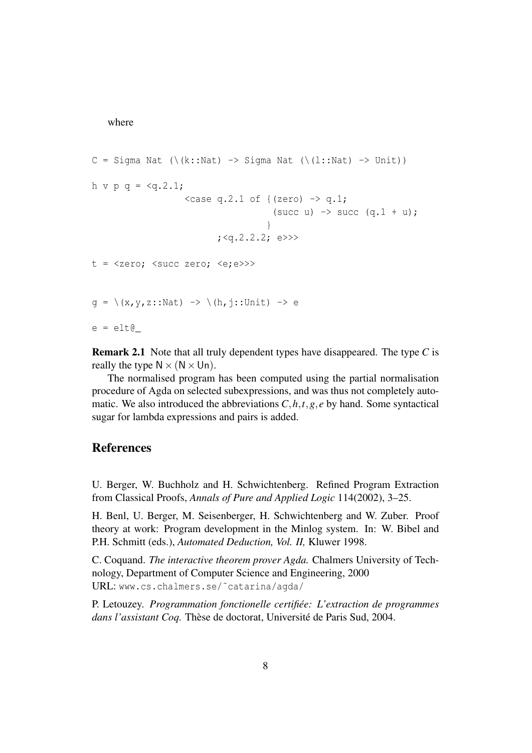where

```
C = Sigma Nat (\(k::Nat) -> Sigma Nat (\(l::Nat) -> Unit))

h v p q = <q.2.1;
                <case q.2.1 of {(zero) -> q.1;
                                (succ u) -> succ (q.1 + u);
                               }
                      ;<q.2.2.2; e>>>

t = <zero; <succ zero; <e;e>>>


g = \(x,y,z::Nat) -> \(h,j::Unit) -> e

e = elt@_
```

**Remark 2.1** Note that all truly dependent types have disappeared. The type $C$ is really the type $\mathsf{N} \times (\mathsf{N} \times \mathsf{Un})$.

The normalised program has been computed using the partial normalisation procedure of Agda on selected subexpressions, and was thus not completely automatic. We also introduced the abbreviations $C, h, t, g, e$ by hand. Some syntactical sugar for lambda expressions and pairs is added.

## References

U. Berger, W. Buchholz and H. Schwichtenberg. Refined Program Extraction from Classical Proofs, *Annals of Pure and Applied Logic* 114(2002), 3–25.

H. Benl, U. Berger, M. Seisenberger, H. Schwichtenberg and W. Zuber. Proof theory at work: Program development in the Minlog system. In: W. Bibel and P.H. Schmitt (eds.), *Automated Deduction, Vol. II,* Kluwer 1998.

C. Coquand. *The interactive theorem prover Agda.* Chalmers University of Technology, Department of Computer Science and Engineering, 2000
URL: `www.cs.chalmers.se/~catarina/agda/`

P. Letouzey. *Programmation fonctionelle certifiée: L'extraction de programmes dans l'assistant Coq.* Thèse de doctorat, Université de Paris Sud, 2004.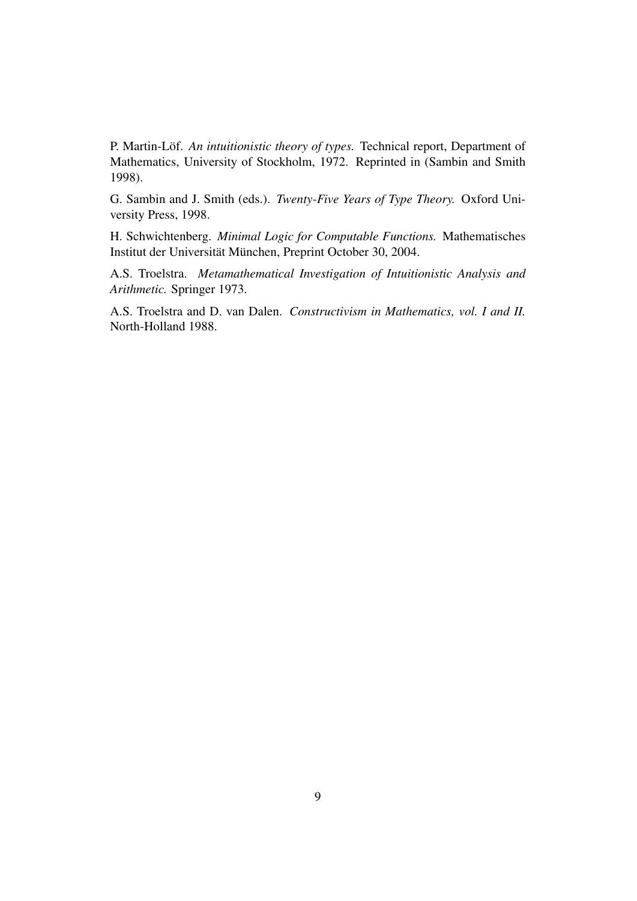P. Martin-Löf. *An intuitionistic theory of types.* Technical report, Department of Mathematics, University of Stockholm, 1972. Reprinted in (Sambin and Smith 1998).

G. Sambin and J. Smith (eds.). *Twenty-Five Years of Type Theory.* Oxford University Press, 1998.

H. Schwichtenberg. *Minimal Logic for Computable Functions.* Mathematisches Institut der Universität München, Preprint October 30, 2004.

A.S. Troelstra. *Metamathematical Investigation of Intuitionistic Analysis and Arithmetic.* Springer 1973.

A.S. Troelstra and D. van Dalen. *Constructivism in Mathematics, vol. I and II.* North-Holland 1988.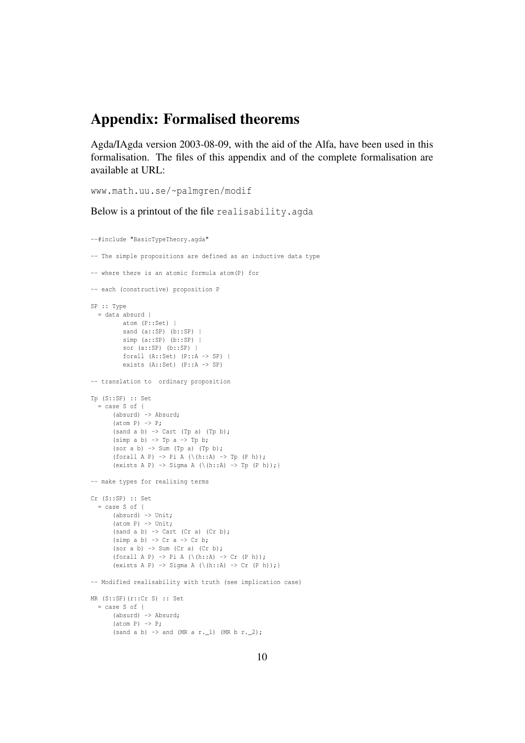# Appendix: Formalised theorems

Agda/IAgda version 2003-08-09, with the aid of the Alfa, have been used in this formalisation. The files of this appendix and of the complete formalisation are available at URL:

www.math.uu.se/~palmgren/modif

Below is a printout of the file realisability.agda

```
--#include "BasicTypeTheory.agda"

-- The simple propositions are defined as an inductive data type

-- where there is an atomic formula atom(P) for

-- each (constructive) proposition P

SP :: Type
  = data absurd |
         atom (P::Set) |
         sand (a::SP) (b::SP) |
         simp (a::SP) (b::SP) |
         sor (a::SP) (b::SP) |
         forall (A::Set) (P::A -> SP) |
         exists (A::Set) (P::A -> SP)

-- translation to  ordinary proposition

Tp (S::SP) :: Set
  = case S of {
      (absurd) -> Absurd;
      (atom P) -> P;
      (sand a b) -> Cart (Tp a) (Tp b);
      (simp a b) -> Tp a -> Tp b;
      (sor a b) -> Sum (Tp a) (Tp b);
      (forall A P) -> Pi A (\(h::A) -> Tp (P h));
      (exists A P) -> Sigma A (\(h::A) -> Tp (P h));}

-- make types for realising terms

Cr (S::SP) :: Set
  = case S of {
      (absurd) -> Unit;
      (atom P) -> Unit;
      (sand a b) -> Cart (Cr a) (Cr b);
      (simp a b) -> Cr a -> Cr b;
      (sor a b) -> Sum (Cr a) (Cr b);
      (forall A P) -> Pi A (\(h::A) -> Cr (P h));
      (exists A P) -> Sigma A (\(h::A) -> Cr (P h));}

-- Modified realisability with truth (see implication case)

MR (S::SP)(r::Cr S) :: Set
  = case S of {
      (absurd) -> Absurd;
      (atom P) -> P;
      (sand a b) -> and (MR a r._1) (MR b r._2);
```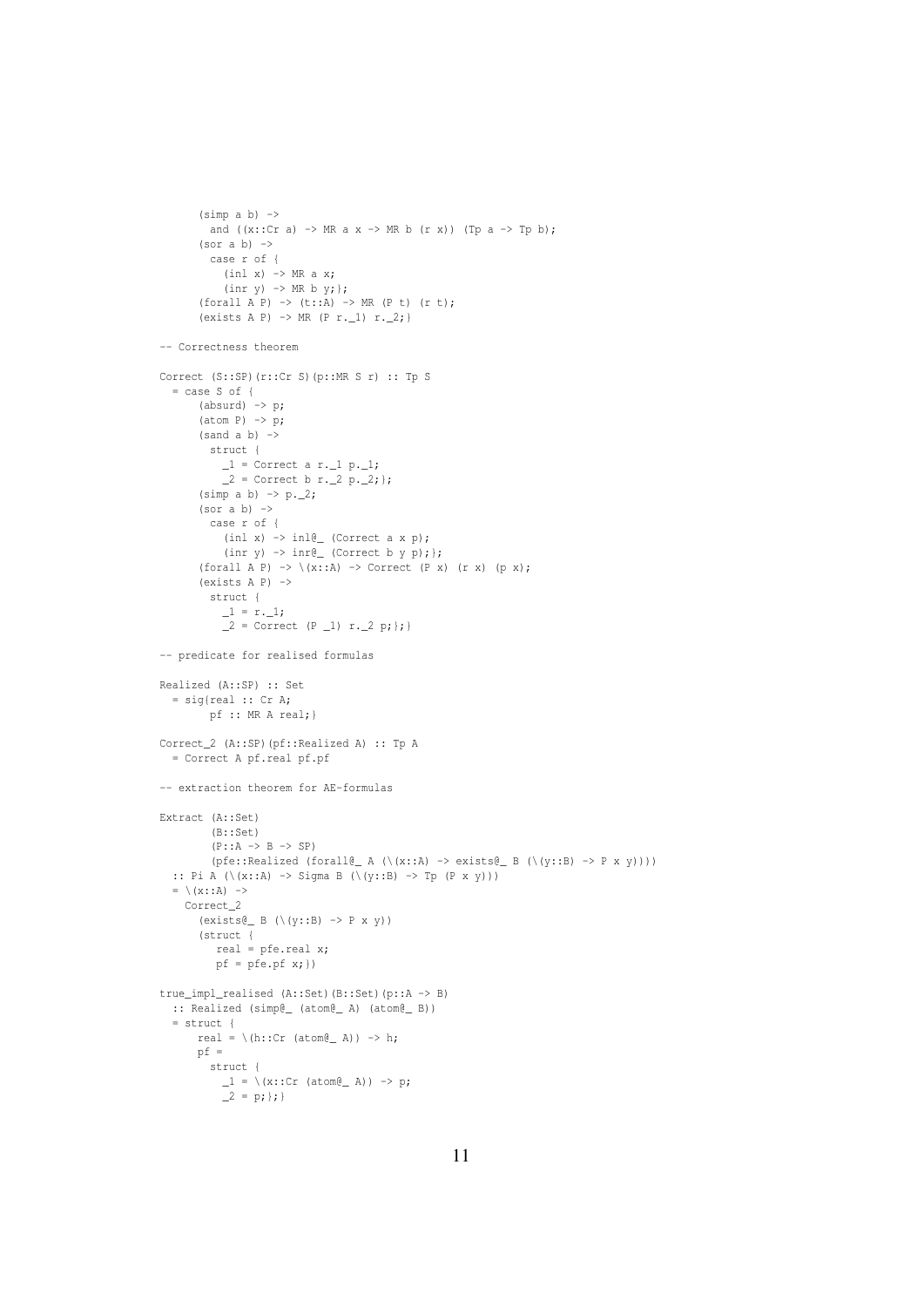```
      (simp a b) ->
        and ((x::Cr a) -> MR a x -> MR b (r x)) (Tp a -> Tp b);
      (sor a b) ->
        case r of {
          (inl x) -> MR a x;
          (inr y) -> MR b y;};
      (forall A P) -> (t::A) -> MR (P t) (r t);
      (exists A P) -> MR (P r._1) r._2;}

-- Correctness theorem

Correct (S::SP)(r::Cr S)(p::MR S r) :: Tp S
  = case S of {
      (absurd) -> p;
      (atom P) -> p;
      (sand a b) ->
        struct {
          _1 = Correct a r._1 p._1;
          _2 = Correct b r._2 p._2;};
      (simp a b) -> p._2;
      (sor a b) ->
        case r of {
          (inl x) -> inl@_ (Correct a x p);
          (inr y) -> inr@_ (Correct b y p);};
      (forall A P) -> \(x::A) -> Correct (P x) (r x) (p x);
      (exists A P) ->
        struct {
          _1 = r._1;
          _2 = Correct (P _1) r._2 p;};}

-- predicate for realised formulas

Realized (A::SP) :: Set
  = sig{real :: Cr A;
        pf :: MR A real;}

Correct_2 (A::SP)(pf::Realized A) :: Tp A
  = Correct A pf.real pf.pf

-- extraction theorem for AE-formulas

Extract (A::Set)
        (B::Set)
        (P::A -> B -> SP)
        (pfe::Realized (forall@_ A (\(x::A) -> exists@_ B (\(y::B) -> P x y))))
  :: Pi A (\(x::A) -> Sigma B (\(y::B) -> Tp (P x y)))
  = \(x::A) ->
    Correct_2
      (exists@_ B (\(y::B) -> P x y))
      (struct {
         real = pfe.real x;
         pf = pfe.pf x;})

true_impl_realised (A::Set)(B::Set)(p::A -> B)
  :: Realized (simp@_ (atom@_ A) (atom@_ B))
  = struct {
      real = \(h::Cr (atom@_ A)) -> h;
      pf =
        struct {
          _1 = \(x::Cr (atom@_ A)) -> p;
          _2 = p;};}
```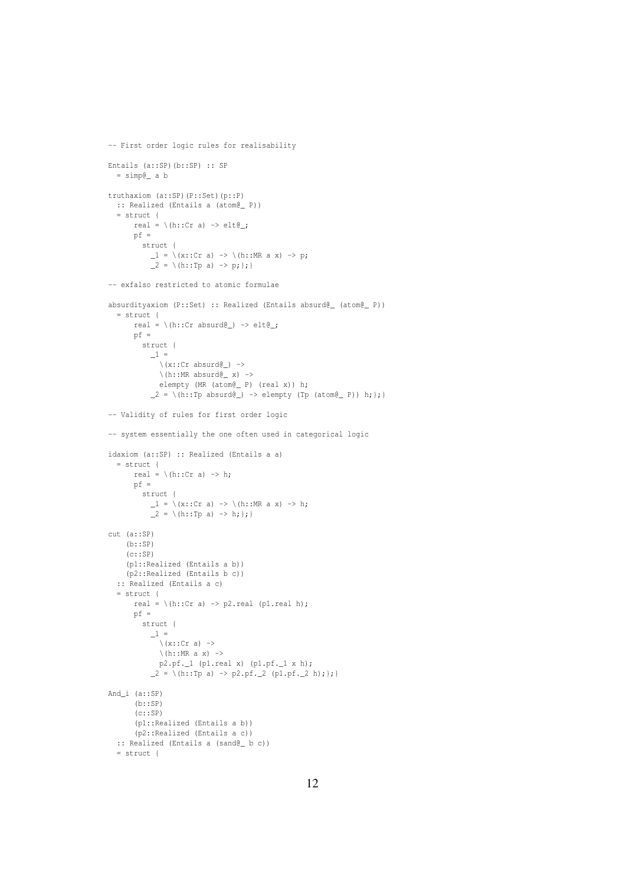```
-- First order logic rules for realisability

Entails (a::SP)(b::SP) :: SP
  = simp@_ a b

truthaxiom (a::SP)(P::Set)(p::P)
  :: Realized (Entails a (atom@_ P))
  = struct {
      real = \(h::Cr a) -> elt@_;
      pf =
        struct {
          _1 = \(x::Cr a) -> \(h::MR a x) -> p;
          _2 = \(h::Tp a) -> p;};}

-- exfalso restricted to atomic formulae

absurdityaxiom (P::Set) :: Realized (Entails absurd@_ (atom@_ P))
  = struct {
      real = \(h::Cr absurd@_) -> elt@_;
      pf =
        struct {
          _1 =
            \(x::Cr absurd@_) ->
            \(h::MR absurd@_ x) ->
            elempty (MR (atom@_ P) (real x)) h;
          _2 = \(h::Tp absurd@_) -> elempty (Tp (atom@_ P)) h;};}

-- Validity of rules for first order logic

-- system essentially the one often used in categorical logic

idaxiom (a::SP) :: Realized (Entails a a)
  = struct {
      real = \(h::Cr a) -> h;
      pf =
        struct {
          _1 = \(x::Cr a) -> \(h::MR a x) -> h;
          _2 = \(h::Tp a) -> h;};}

cut (a::SP)
    (b::SP)
    (c::SP)
    (p1::Realized (Entails a b))
    (p2::Realized (Entails b c))
  :: Realized (Entails a c)
  = struct {
      real = \(h::Cr a) -> p2.real (p1.real h);
      pf =
        struct {
          _1 =
            \(x::Cr a) ->
            \(h::MR a x) ->
            p2.pf._1 (p1.real x) (p1.pf._1 x h);
          _2 = \(h::Tp a) -> p2.pf._2 (p1.pf._2 h);};}

And_i (a::SP)
      (b::SP)
      (c::SP)
      (p1::Realized (Entails a b))
      (p2::Realized (Entails a c))
  :: Realized (Entails a (sand@_ b c))
  = struct {
```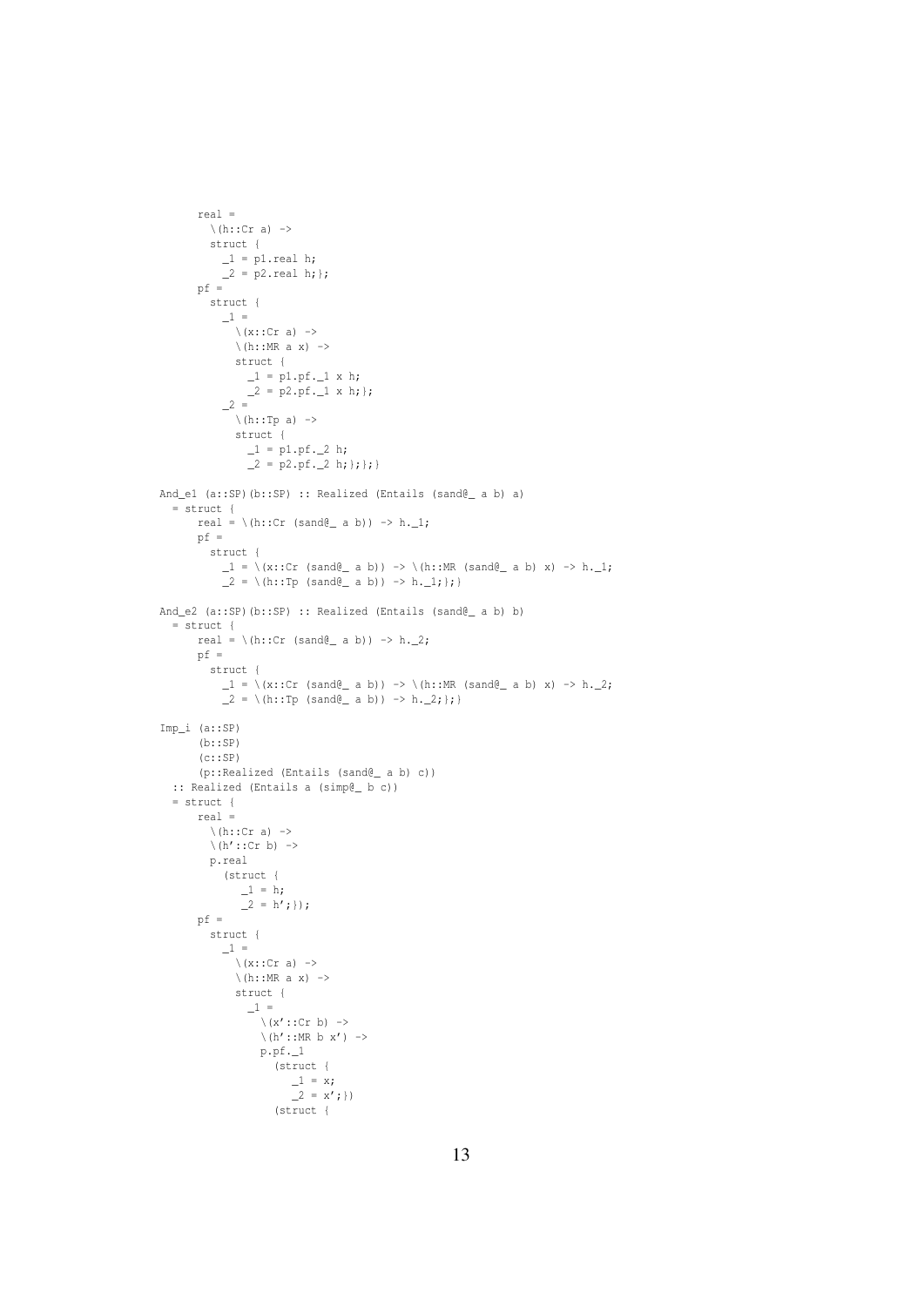```
      real =
        \(h::Cr a) ->
        struct {
          _1 = p1.real h;
          _2 = p2.real h;};
      pf =
        struct {
          _1 =
            \(x::Cr a) ->
            \(h::MR a x) ->
            struct {
              _1 = p1.pf._1 x h;
              _2 = p2.pf._1 x h;};
          _2 =
            \(h::Tp a) ->
            struct {
              _1 = p1.pf._2 h;
              _2 = p2.pf._2 h;};};}

And_e1 (a::SP)(b::SP) :: Realized (Entails (sand@_ a b) a)
  = struct {
      real = \(h::Cr (sand@_ a b)) -> h._1;
      pf =
        struct {
          _1 = \(x::Cr (sand@_ a b)) -> \(h::MR (sand@_ a b) x) -> h._1;
          _2 = \(h::Tp (sand@_ a b)) -> h._1;};}

And_e2 (a::SP)(b::SP) :: Realized (Entails (sand@_ a b) b)
  = struct {
      real = \(h::Cr (sand@_ a b)) -> h._2;
      pf =
        struct {
          _1 = \(x::Cr (sand@_ a b)) -> \(h::MR (sand@_ a b) x) -> h._2;
          _2 = \(h::Tp (sand@_ a b)) -> h._2;};}

Imp_i (a::SP)
      (b::SP)
      (c::SP)
      (p::Realized (Entails (sand@_ a b) c))
  :: Realized (Entails a (simp@_ b c))
  = struct {
      real =
        \(h::Cr a) ->
        \(h'::Cr b) ->
        p.real
          (struct {
             _1 = h;
             _2 = h';});
      pf =
        struct {
          _1 =
            \(x::Cr a) ->
            \(h::MR a x) ->
            struct {
              _1 =
                \(x'::Cr b) ->
                \(h'::MR b x') ->
                p.pf._1
                  (struct {
                     _1 = x;
                     _2 = x';})
                  (struct {
```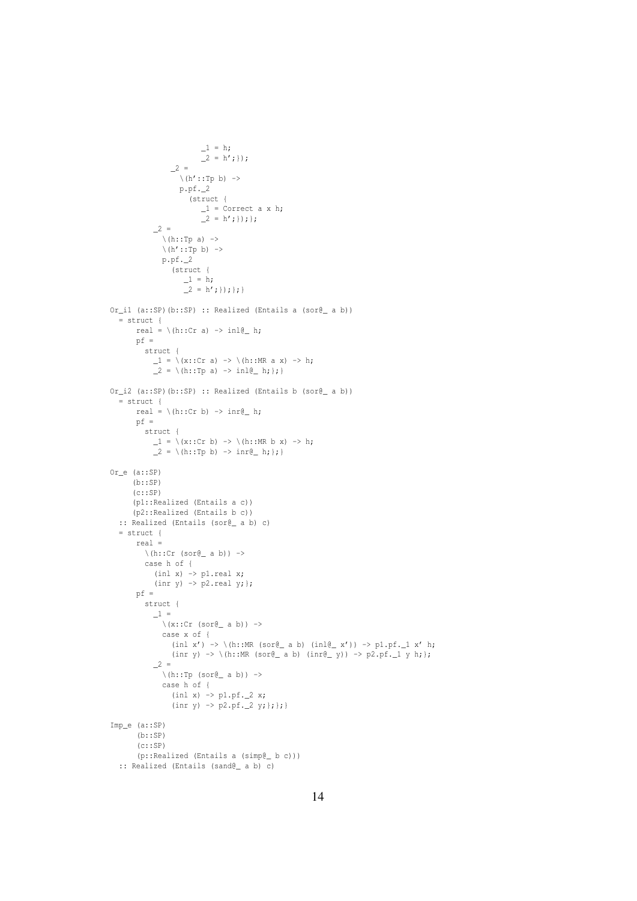```
                    _1 = h;
                    _2 = h';});
            _2 =
              \(h'::Tp b) ->
              p.pf._2
                (struct {
                   _1 = Correct a x h;
                   _2 = h';});};
        _2 =
          \(h::Tp a) ->
          \(h'::Tp b) ->
          p.pf._2
            (struct {
               _1 = h;
               _2 = h';});};}

Or_i1 (a::SP)(b::SP) :: Realized (Entails a (sor@_ a b))
  = struct {
      real = \(h::Cr a) -> inl@_ h;
      pf =
        struct {
          _1 = \(x::Cr a) -> \(h::MR a x) -> h;
          _2 = \(h::Tp a) -> inl@_ h;};}

Or_i2 (a::SP)(b::SP) :: Realized (Entails b (sor@_ a b))
  = struct {
      real = \(h::Cr b) -> inr@_ h;
      pf =
        struct {
          _1 = \(x::Cr b) -> \(h::MR b x) -> h;
          _2 = \(h::Tp b) -> inr@_ h;};}

Or_e (a::SP)
     (b::SP)
     (c::SP)
     (p1::Realized (Entails a c))
     (p2::Realized (Entails b c))
  :: Realized (Entails (sor@_ a b) c)
  = struct {
      real =
        \(h::Cr (sor@_ a b)) ->
        case h of {
          (inl x) -> p1.real x;
          (inr y) -> p2.real y;};
      pf =
        struct {
          _1 =
            \(x::Cr (sor@_ a b)) ->
            case x of {
              (inl x') -> \(h::MR (sor@_ a b) (inl@_ x')) -> p1.pf._1 x' h;
              (inr y) -> \(h::MR (sor@_ a b) (inr@_ y)) -> p2.pf._1 y h;};
          _2 =
            \(h::Tp (sor@_ a b)) ->
            case h of {
              (inl x) -> p1.pf._2 x;
              (inr y) -> p2.pf._2 y;};};}

Imp_e (a::SP)
      (b::SP)
      (c::SP)
      (p::Realized (Entails a (simp@_ b c)))
  :: Realized (Entails (sand@_ a b) c)
```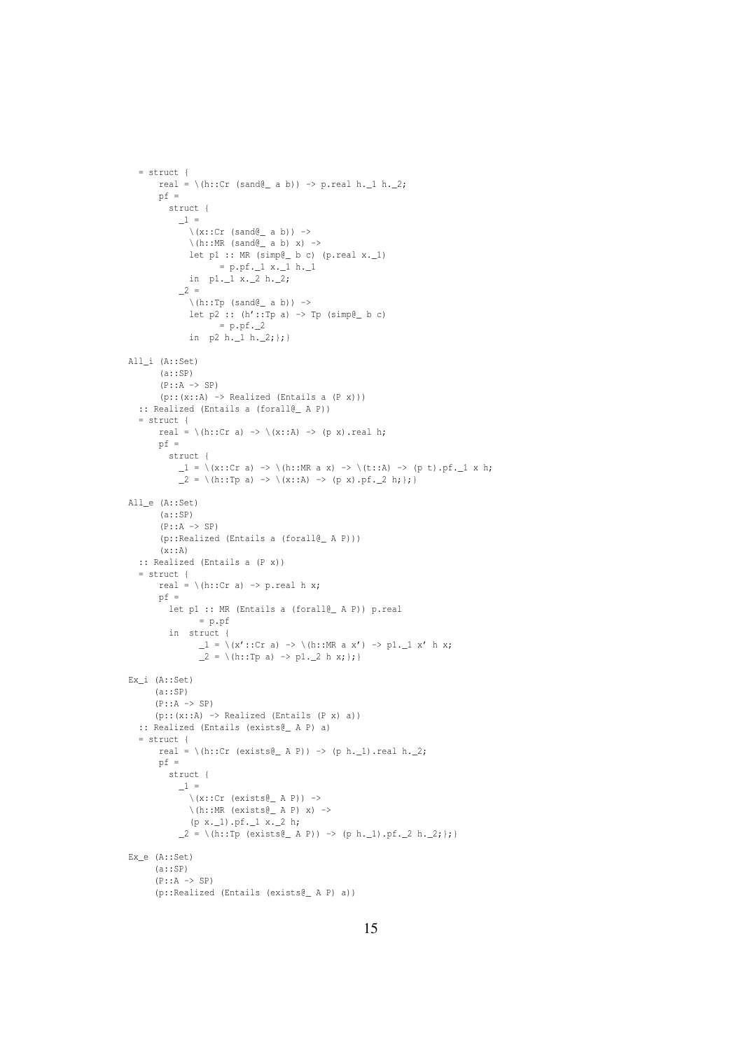```
  = struct {
      real = \(h::Cr (sand@_ a b)) -> p.real h._1 h._2;
      pf =
        struct {
          _1 =
            \(x::Cr (sand@_ a b)) ->
            \(h::MR (sand@_ a b) x) ->
            let p1 :: MR (simp@_ b c) (p.real x._1)
                   = p.pf._1 x._1 h._1
            in  p1._1 x._2 h._2;
          _2 =
            \(h::Tp (sand@_ a b)) ->
            let p2 :: (h'::Tp a) -> Tp (simp@_ b c)
                   = p.pf._2
            in  p2 h._1 h._2;};}

All_i (A::Set)
      (a::SP)
      (P::A -> SP)
      (p::(x::A) -> Realized (Entails a (P x)))
  :: Realized (Entails a (forall@_ A P))
  = struct {
      real = \(h::Cr a) -> \(x::A) -> (p x).real h;
      pf =
        struct {
          _1 = \(x::Cr a) -> \(h::MR a x) -> \(t::A) -> (p t).pf._1 x h;
          _2 = \(h::Tp a) -> \(x::A) -> (p x).pf._2 h;};}

All_e (A::Set)
      (a::SP)
      (P::A -> SP)
      (p::Realized (Entails a (forall@_ A P)))
      (x::A)
  :: Realized (Entails a (P x))
  = struct {
      real = \(h::Cr a) -> p.real h x;
      pf =
        let p1 :: MR (Entails a (forall@_ A P)) p.real
               = p.pf
        in  struct {
              _1 = \(x'::Cr a) -> \(h::MR a x') -> p1._1 x' h x;
              _2 = \(h::Tp a) -> p1._2 h x;};}

Ex_i (A::Set)
     (a::SP)
     (P::A -> SP)
     (p::(x::A) -> Realized (Entails (P x) a))
  :: Realized (Entails (exists@_ A P) a)
  = struct {
      real = \(h::Cr (exists@_ A P)) -> (p h._1).real h._2;
      pf =
        struct {
          _1 =
            \(x::Cr (exists@_ A P)) ->
            \(h::MR (exists@_ A P) x) ->
            (p x._1).pf._1 x._2 h;
          _2 = \(h::Tp (exists@_ A P)) -> (p h._1).pf._2 h._2;};}

Ex_e (A::Set)
     (a::SP)
     (P::A -> SP)
     (p::Realized (Entails (exists@_ A P) a))
```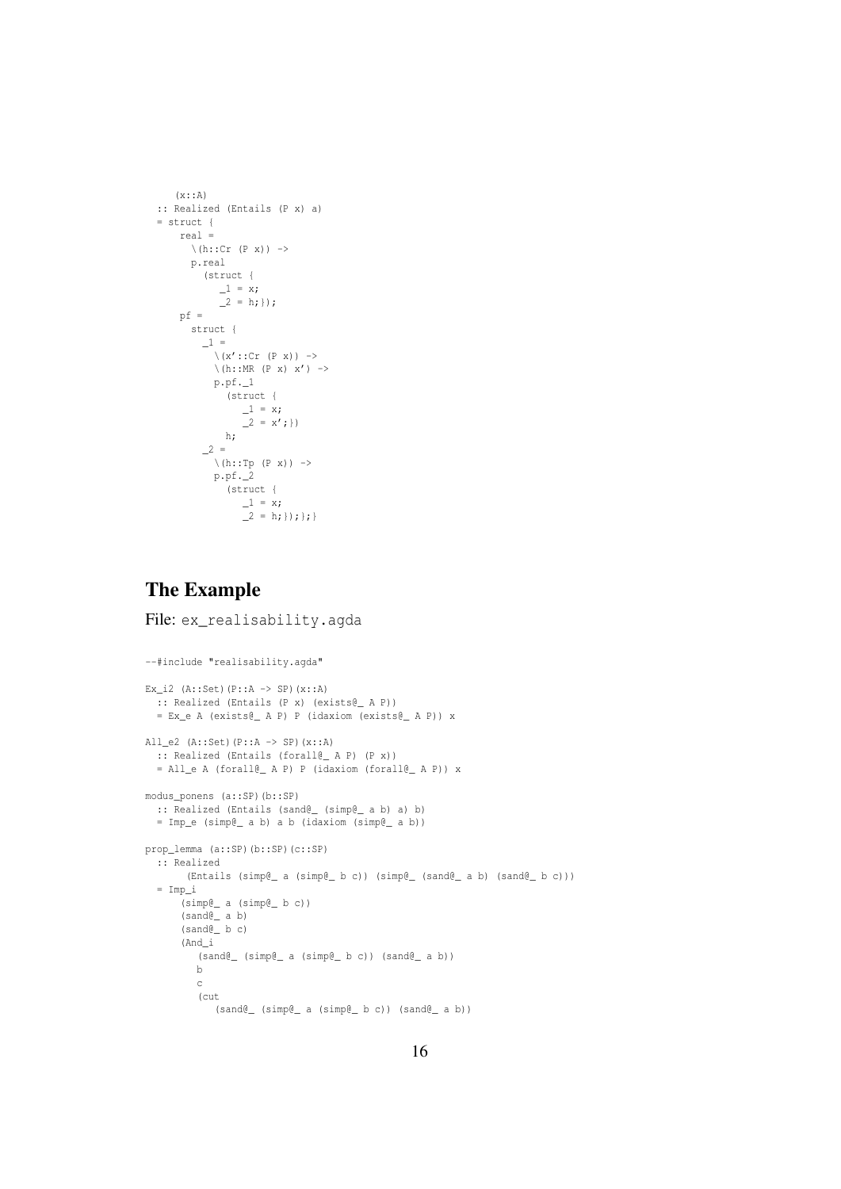```
    (x::A)
  :: Realized (Entails (P x) a)
  = struct {
      real =
        \(h::Cr (P x)) ->
        p.real
          (struct {
             _1 = x;
             _2 = h;});
      pf =
        struct {
          _1 =
            \(x'::Cr (P x)) ->
            \(h::MR (P x) x') ->
            p.pf._1
              (struct {
                 _1 = x;
                 _2 = x';})
              h;
          _2 =
            \(h::Tp (P x)) ->
            p.pf._2
              (struct {
                 _1 = x;
                 _2 = h;});};}
```

## The Example

File: `ex_realisability.agda`

```
--#include "realisability.agda"

Ex_i2 (A::Set)(P::A -> SP)(x::A)
  :: Realized (Entails (P x) (exists@_ A P))
  = Ex_e A (exists@_ A P) P (idaxiom (exists@_ A P)) x

All_e2 (A::Set)(P::A -> SP)(x::A)
  :: Realized (Entails (forall@_ A P) (P x))
  = All_e A (forall@_ A P) P (idaxiom (forall@_ A P)) x

modus_ponens (a::SP)(b::SP)
  :: Realized (Entails (sand@_ (simp@_ a b) a) b)
  = Imp_e (simp@_ a b) a b (idaxiom (simp@_ a b))

prop_lemma (a::SP)(b::SP)(c::SP)
  :: Realized
       (Entails (simp@_ a (simp@_ b c)) (simp@_ (sand@_ a b) (sand@_ b c)))
  = Imp_i
      (simp@_ a (simp@_ b c))
      (sand@_ a b)
      (sand@_ b c)
      (And_i
         (sand@_ (simp@_ a (simp@_ b c)) (sand@_ a b))
         b
         c
         (cut
            (sand@_ (simp@_ a (simp@_ b c)) (sand@_ a b))
```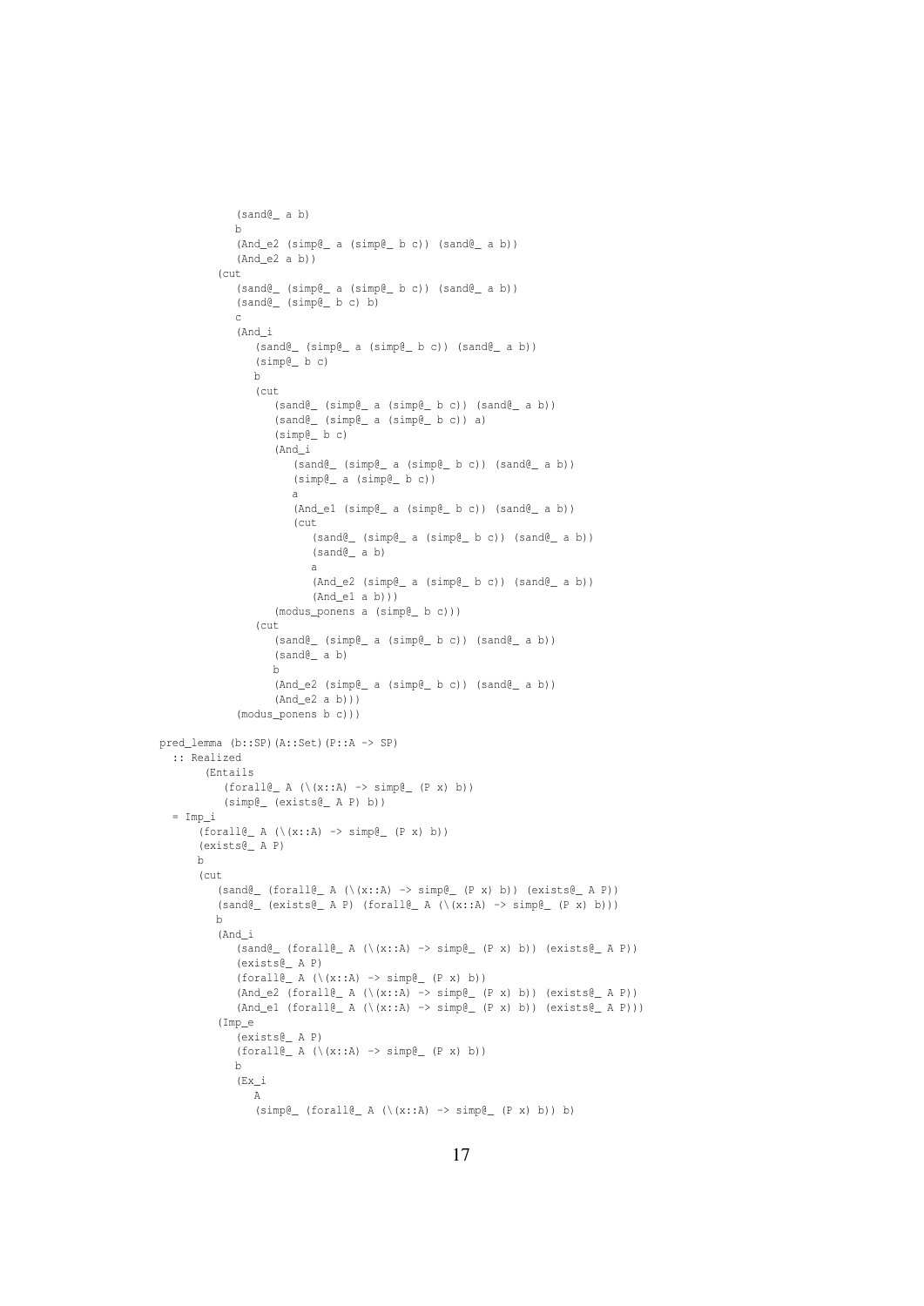```
            (sand@_ a b)
            b
            (And_e2 (simp@_ a (simp@_ b c)) (sand@_ a b))
            (And_e2 a b))
         (cut
            (sand@_ (simp@_ a (simp@_ b c)) (sand@_ a b))
            (sand@_ (simp@_ b c) b)
            c
            (And_i
               (sand@_ (simp@_ a (simp@_ b c)) (sand@_ a b))
               (simp@_ b c)
               b
               (cut
                  (sand@_ (simp@_ a (simp@_ b c)) (sand@_ a b))
                  (sand@_ (simp@_ a (simp@_ b c)) a)
                  (simp@_ b c)
                  (And_i
                     (sand@_ (simp@_ a (simp@_ b c)) (sand@_ a b))
                     (simp@_ a (simp@_ b c))
                     a
                     (And_e1 (simp@_ a (simp@_ b c)) (sand@_ a b))
                     (cut
                        (sand@_ (simp@_ a (simp@_ b c)) (sand@_ a b))
                        (sand@_ a b)
                        a
                        (And_e2 (simp@_ a (simp@_ b c)) (sand@_ a b))
                        (And_e1 a b)))
                  (modus_ponens a (simp@_ b c)))
               (cut
                  (sand@_ (simp@_ a (simp@_ b c)) (sand@_ a b))
                  (sand@_ a b)
                  b
                  (And_e2 (simp@_ a (simp@_ b c)) (sand@_ a b))
                  (And_e2 a b)))
            (modus_ponens b c)))

pred_lemma (b::SP)(A::Set)(P::A -> SP)
  :: Realized
       (Entails
          (forall@_ A (\(x::A) -> simp@_ (P x) b))
          (simp@_ (exists@_ A P) b))
  = Imp_i
      (forall@_ A (\(x::A) -> simp@_ (P x) b))
      (exists@_ A P)
      b
      (cut
         (sand@_ (forall@_ A (\(x::A) -> simp@_ (P x) b)) (exists@_ A P))
         (sand@_ (exists@_ A P) (forall@_ A (\(x::A) -> simp@_ (P x) b)))
         b
         (And_i
            (sand@_ (forall@_ A (\(x::A) -> simp@_ (P x) b)) (exists@_ A P))
            (exists@_ A P)
            (forall@_ A (\(x::A) -> simp@_ (P x) b))
            (And_e2 (forall@_ A (\(x::A) -> simp@_ (P x) b)) (exists@_ A P))
            (And_e1 (forall@_ A (\(x::A) -> simp@_ (P x) b)) (exists@_ A P)))
         (Imp_e
            (exists@_ A P)
            (forall@_ A (\(x::A) -> simp@_ (P x) b))
            b
            (Ex_i
               A
               (simp@_ (forall@_ A (\(x::A) -> simp@_ (P x) b)) b)
```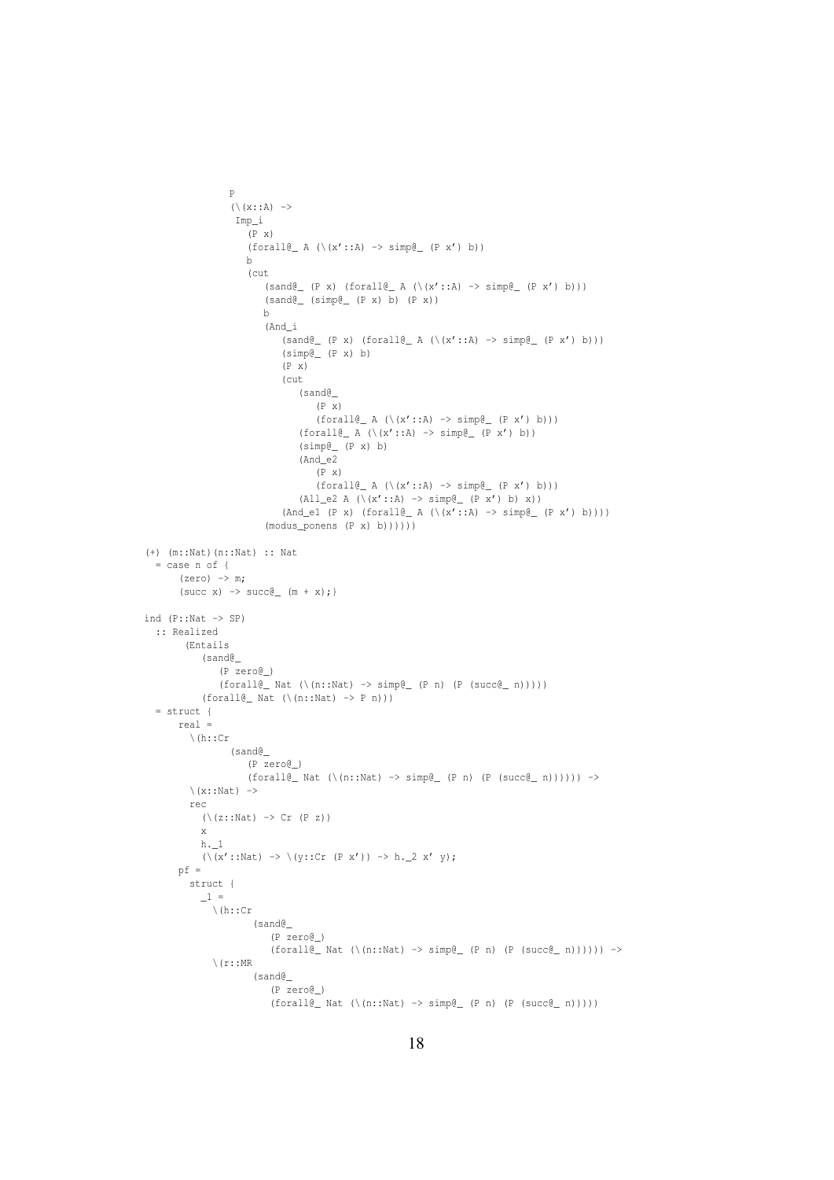```
              P
              (\(x::A) ->
               Imp_i
                 (P x)
                 (forall@_ A (\(x'::A) -> simp@_ (P x') b))
                 b
                 (cut
                    (sand@_ (P x) (forall@_ A (\(x'::A) -> simp@_ (P x') b)))
                    (sand@_ (simp@_ (P x) b) (P x))
                    b
                    (And_i
                       (sand@_ (P x) (forall@_ A (\(x'::A) -> simp@_ (P x') b)))
                       (simp@_ (P x) b)
                       (P x)
                       (cut
                          (sand@_
                             (P x)
                             (forall@_ A (\(x'::A) -> simp@_ (P x') b)))
                          (forall@_ A (\(x'::A) -> simp@_ (P x') b))
                          (simp@_ (P x) b)
                          (And_e2
                             (P x)
                             (forall@_ A (\(x'::A) -> simp@_ (P x') b)))
                          (All_e2 A (\(x'::A) -> simp@_ (P x') b) x))
                       (And_e1 (P x) (forall@_ A (\(x'::A) -> simp@_ (P x') b))))
                    (modus_ponens (P x) b))))))

(+) (m::Nat)(n::Nat) :: Nat
  = case n of {
      (zero) -> m;
      (succ x) -> succ@_ (m + x);}

ind (P::Nat -> SP)
  :: Realized
       (Entails
          (sand@_
             (P zero@_)
             (forall@_ Nat (\(n::Nat) -> simp@_ (P n) (P (succ@_ n)))))
          (forall@_ Nat (\(n::Nat) -> P n)))
  = struct {
      real =
        \(h::Cr
               (sand@_
                  (P zero@_)
                  (forall@_ Nat (\(n::Nat) -> simp@_ (P n) (P (succ@_ n)))))) ->
        \(x::Nat) ->
        rec
          (\(z::Nat) -> Cr (P z))
          x
          h._1
          (\(x'::Nat) -> \(y::Cr (P x')) -> h._2 x' y);
      pf =
        struct {
          _1 =
            \(h::Cr
                   (sand@_
                      (P zero@_)
                      (forall@_ Nat (\(n::Nat) -> simp@_ (P n) (P (succ@_ n)))))) ->
            \(r::MR
                   (sand@_
                      (P zero@_)
                      (forall@_ Nat (\(n::Nat) -> simp@_ (P n) (P (succ@_ n)))))
```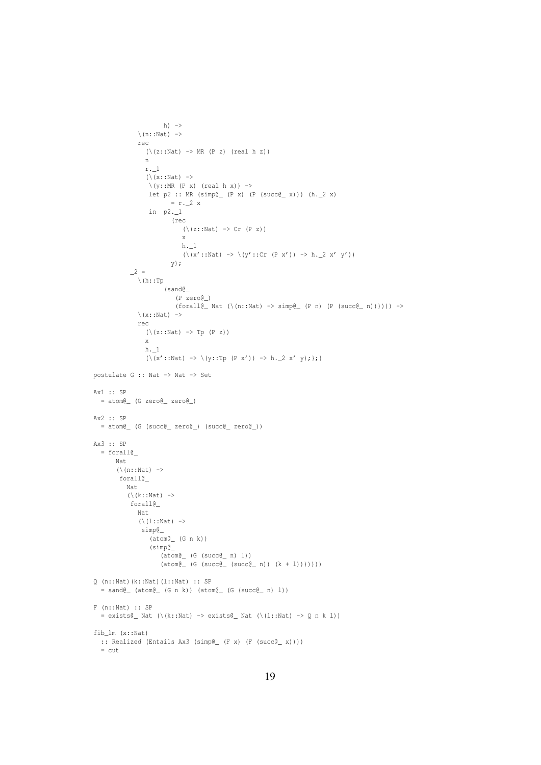```
                h) ->
          \(n::Nat) ->
          rec
            (\(z::Nat) -> MR (P z) (real h z))
            n
            r._1
            (\(x::Nat) ->
             \(y::MR (P x) (real h x)) ->
             let p2 :: MR (simp@_ (P x) (P (succ@_ x))) (h._2 x)
                    = r._2 x
             in  p2._1
                   (rec
                      (\(z::Nat) -> Cr (P z))
                      x
                      h._1
                      (\(x'::Nat) -> \(y'::Cr (P x')) -> h._2 x' y'))
                   y);
        _2 =
          \(h::Tp
                 (sand@_
                    (P zero@_)
                    (forall@_ Nat (\(n::Nat) -> simp@_ (P n) (P (succ@_ n)))))) ->
          \(x::Nat) ->
          rec
            (\(z::Nat) -> Tp (P z))
            x
            h._1
            (\(x'::Nat) -> \(y::Tp (P x')) -> h._2 x' y);};}

postulate G :: Nat -> Nat -> Set

Ax1 :: SP
  = atom@_ (G zero@_ zero@_)

Ax2 :: SP
  = atom@_ (G (succ@_ zero@_) (succ@_ zero@_))

Ax3 :: SP
  = forall@_
      Nat
      (\(n::Nat) ->
       forall@_
         Nat
         (\(k::Nat) ->
          forall@_
            Nat
            (\(l::Nat) ->
             simp@_
               (atom@_ (G n k))
               (simp@_
                  (atom@_ (G (succ@_ n) l))
                  (atom@_ (G (succ@_ (succ@_ n)) (k + l)))))))

Q (n::Nat)(k::Nat)(l::Nat) :: SP
  = sand@_ (atom@_ (G n k)) (atom@_ (G (succ@_ n) l))

F (n::Nat) :: SP
  = exists@_ Nat (\(k::Nat) -> exists@_ Nat (\(l::Nat) -> Q n k l))

fib_lm (x::Nat)
  :: Realized (Entails Ax3 (simp@_ (F x) (F (succ@_ x))))
  = cut
```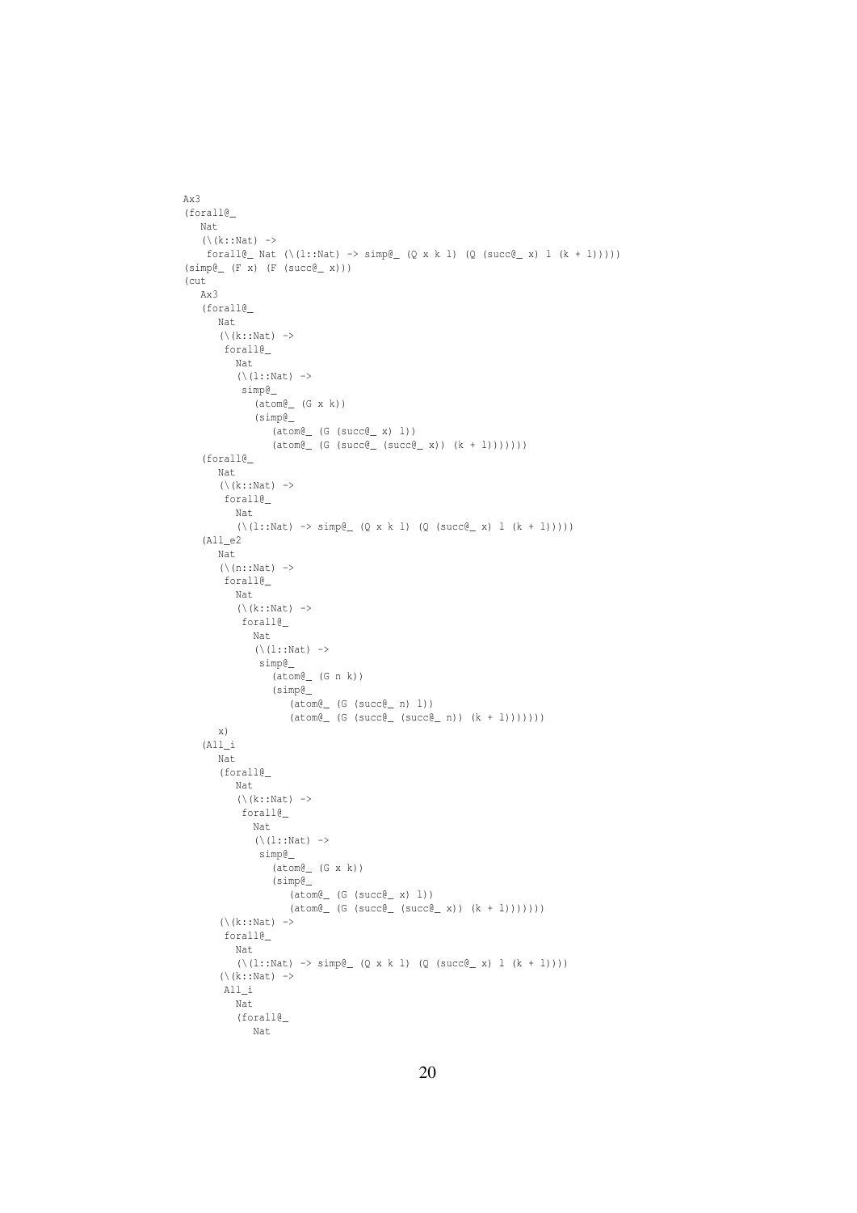```
Ax3
(forall@_
   Nat
   (\(k::Nat) ->
    forall@_ Nat (\(l::Nat) -> simp@_ (Q x k l) (Q (succ@_ x) l (k + l)))))
(simp@_ (F x) (F (succ@_ x)))
(cut
   Ax3
   (forall@_
      Nat
      (\(k::Nat) ->
       forall@_
         Nat
         (\(l::Nat) ->
          simp@_
            (atom@_ (G x k))
            (simp@_
               (atom@_ (G (succ@_ x) l))
               (atom@_ (G (succ@_ (succ@_ x)) (k + l)))))))
   (forall@_
      Nat
      (\(k::Nat) ->
       forall@_
         Nat
         (\(l::Nat) -> simp@_ (Q x k l) (Q (succ@_ x) l (k + l)))))
   (All_e2
      Nat
      (\(n::Nat) ->
       forall@_
         Nat
         (\(k::Nat) ->
          forall@_
            Nat
            (\(l::Nat) ->
             simp@_
               (atom@_ (G n k))
               (simp@_
                  (atom@_ (G (succ@_ n) l))
                  (atom@_ (G (succ@_ (succ@_ n)) (k + l)))))))
      x)
   (All_i
      Nat
      (forall@_
         Nat
         (\(k::Nat) ->
          forall@_
            Nat
            (\(l::Nat) ->
             simp@_
               (atom@_ (G x k))
               (simp@_
                  (atom@_ (G (succ@_ x) l))
                  (atom@_ (G (succ@_ (succ@_ x)) (k + l)))))))
      (\(k::Nat) ->
       forall@_
         Nat
         (\(l::Nat) -> simp@_ (Q x k l) (Q (succ@_ x) l (k + l))))
      (\(k::Nat) ->
       All_i
         Nat
         (forall@_
            Nat
```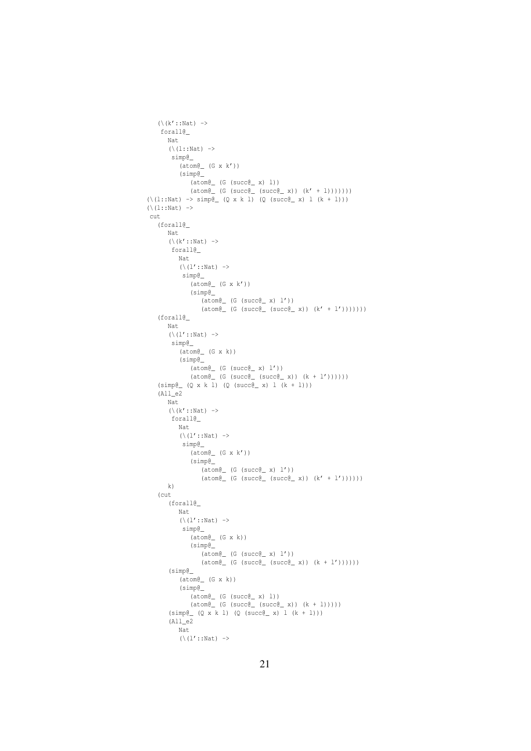```
    (\(k'::Nat) ->
     forall@_
       Nat
       (\(l::Nat) ->
        simp@_
          (atom@_ (G x k'))
          (simp@_
             (atom@_ (G (succ@_ x) l))
             (atom@_ (G (succ@_ (succ@_ x)) (k' + l)))))))
(\(l::Nat) -> simp@_ (Q x k l) (Q (succ@_ x) l (k + l)))
(\(l::Nat) ->
 cut
   (forall@_
      Nat
      (\(k'::Nat) ->
       forall@_
         Nat
         (\(l'::Nat) ->
          simp@_
            (atom@_ (G x k'))
            (simp@_
               (atom@_ (G (succ@_ x) l'))
               (atom@_ (G (succ@_ (succ@_ x)) (k' + l')))))))
   (forall@_
      Nat
      (\(l'::Nat) ->
       simp@_
         (atom@_ (G x k))
         (simp@_
            (atom@_ (G (succ@_ x) l'))
            (atom@_ (G (succ@_ (succ@_ x)) (k + l'))))))
   (simp@_ (Q x k l) (Q (succ@_ x) l (k + l)))
   (All_e2
      Nat
      (\(k'::Nat) ->
       forall@_
         Nat
         (\(l'::Nat) ->
          simp@_
            (atom@_ (G x k'))
            (simp@_
               (atom@_ (G (succ@_ x) l'))
               (atom@_ (G (succ@_ (succ@_ x)) (k' + l'))))))
      k)
   (cut
      (forall@_
         Nat
         (\(l'::Nat) ->
          simp@_
            (atom@_ (G x k))
            (simp@_
               (atom@_ (G (succ@_ x) l'))
               (atom@_ (G (succ@_ (succ@_ x)) (k + l'))))))
      (simp@_
         (atom@_ (G x k))
         (simp@_
            (atom@_ (G (succ@_ x) l))
            (atom@_ (G (succ@_ (succ@_ x)) (k + l)))))
      (simp@_ (Q x k l) (Q (succ@_ x) l (k + l)))
      (All_e2
         Nat
         (\(l'::Nat) ->
```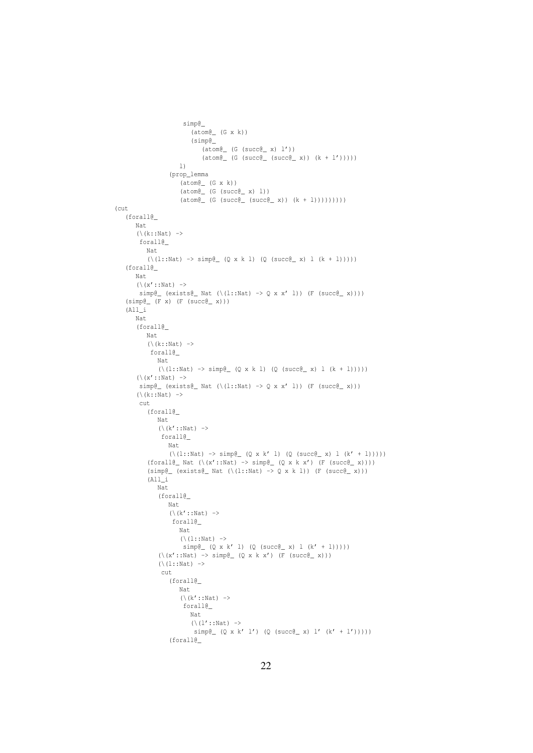```
                  simp@_
                     (atom@_ (G x k))
                     (simp@_
                        (atom@_ (G (succ@_ x) l'))
                        (atom@_ (G (succ@_ (succ@_ x)) (k + l')))))
                 l)
              (prop_lemma
                 (atom@_ (G x k))
                 (atom@_ (G (succ@_ x) l))
                 (atom@_ (G (succ@_ (succ@_ x)) (k + l)))))))))
(cut
   (forall@_
      Nat
      (\(k::Nat) ->
       forall@_
         Nat
         (\(l::Nat) -> simp@_ (Q x k l) (Q (succ@_ x) l (k + l)))))
   (forall@_
      Nat
      (\(x'::Nat) ->
       simp@_ (exists@_ Nat (\(l::Nat) -> Q x x' l)) (F (succ@_ x))))
   (simp@_ (F x) (F (succ@_ x)))
   (All_i
      Nat
      (forall@_
         Nat
         (\(k::Nat) ->
          forall@_
            Nat
            (\(l::Nat) -> simp@_ (Q x k l) (Q (succ@_ x) l (k + l)))))
      (\(x'::Nat) ->
       simp@_ (exists@_ Nat (\(l::Nat) -> Q x x' l)) (F (succ@_ x)))
      (\(k::Nat) ->
       cut
         (forall@_
            Nat
            (\(k'::Nat) ->
             forall@_
               Nat
               (\(l::Nat) -> simp@_ (Q x k' l) (Q (succ@_ x) l (k' + l)))))
         (forall@_ Nat (\(x'::Nat) -> simp@_ (Q x k x') (F (succ@_ x))))
         (simp@_ (exists@_ Nat (\(l::Nat) -> Q x k l)) (F (succ@_ x)))
         (All_i
            Nat
            (forall@_
               Nat
               (\(k'::Nat) ->
                forall@_
                  Nat
                  (\(l::Nat) ->
                   simp@_ (Q x k' l) (Q (succ@_ x) l (k' + l)))))
            (\(x'::Nat) -> simp@_ (Q x k x') (F (succ@_ x)))
            (\(l::Nat) ->
             cut
               (forall@_
                  Nat
                  (\(k'::Nat) ->
                   forall@_
                     Nat
                     (\(l'::Nat) ->
                      simp@_ (Q x k' l') (Q (succ@_ x) l' (k' + l')))))
               (forall@_
```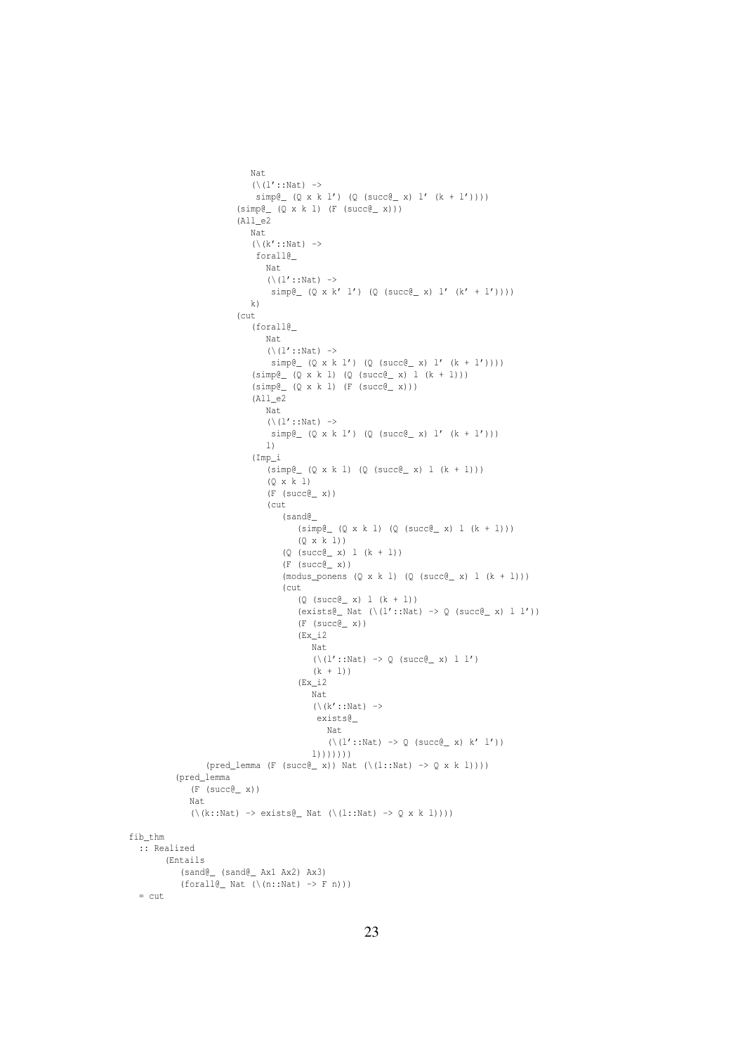```
                     Nat
                     (\(l'::Nat) ->
                      simp@_ (Q x k l') (Q (succ@_ x) l' (k + l'))))
                  (simp@_ (Q x k l) (F (succ@_ x)))
                  (All_e2
                     Nat
                     (\(k'::Nat) ->
                      forall@_
                        Nat
                        (\(l'::Nat) ->
                         simp@_ (Q x k' l') (Q (succ@_ x) l' (k' + l'))))
                     k)
                  (cut
                     (forall@_
                        Nat
                        (\(l'::Nat) ->
                         simp@_ (Q x k l') (Q (succ@_ x) l' (k + l'))))
                     (simp@_ (Q x k l) (Q (succ@_ x) l (k + l)))
                     (simp@_ (Q x k l) (F (succ@_ x)))
                     (All_e2
                        Nat
                        (\(l'::Nat) ->
                         simp@_ (Q x k l') (Q (succ@_ x) l' (k + l')))
                        l)
                     (Imp_i
                        (simp@_ (Q x k l) (Q (succ@_ x) l (k + l)))
                        (Q x k l)
                        (F (succ@_ x))
                        (cut
                           (sand@_
                              (simp@_ (Q x k l) (Q (succ@_ x) l (k + l)))
                              (Q x k l))
                           (Q (succ@_ x) l (k + l))
                           (F (succ@_ x))
                           (modus_ponens (Q x k l) (Q (succ@_ x) l (k + l)))
                           (cut
                              (Q (succ@_ x) l (k + l))
                              (exists@_ Nat (\(l'::Nat) -> Q (succ@_ x) l l'))
                              (F (succ@_ x))
                              (Ex_i2
                                 Nat
                                 (\(l'::Nat) -> Q (succ@_ x) l l')
                                 (k + l))
                              (Ex_i2
                                 Nat
                                 (\(k'::Nat) ->
                                  exists@_
                                    Nat
                                    (\(l'::Nat) -> Q (succ@_ x) k' l'))
                                 l)))))))
             (pred_lemma (F (succ@_ x)) Nat (\(l::Nat) -> Q x k l))))
        (pred_lemma
           (F (succ@_ x))
           Nat
           (\(k::Nat) -> exists@_ Nat (\(l::Nat) -> Q x k l))))

fib_thm
  :: Realized
       (Entails
          (sand@_ (sand@_ Ax1 Ax2) Ax3)
          (forall@_ Nat (\(n::Nat) -> F n)))
  = cut
```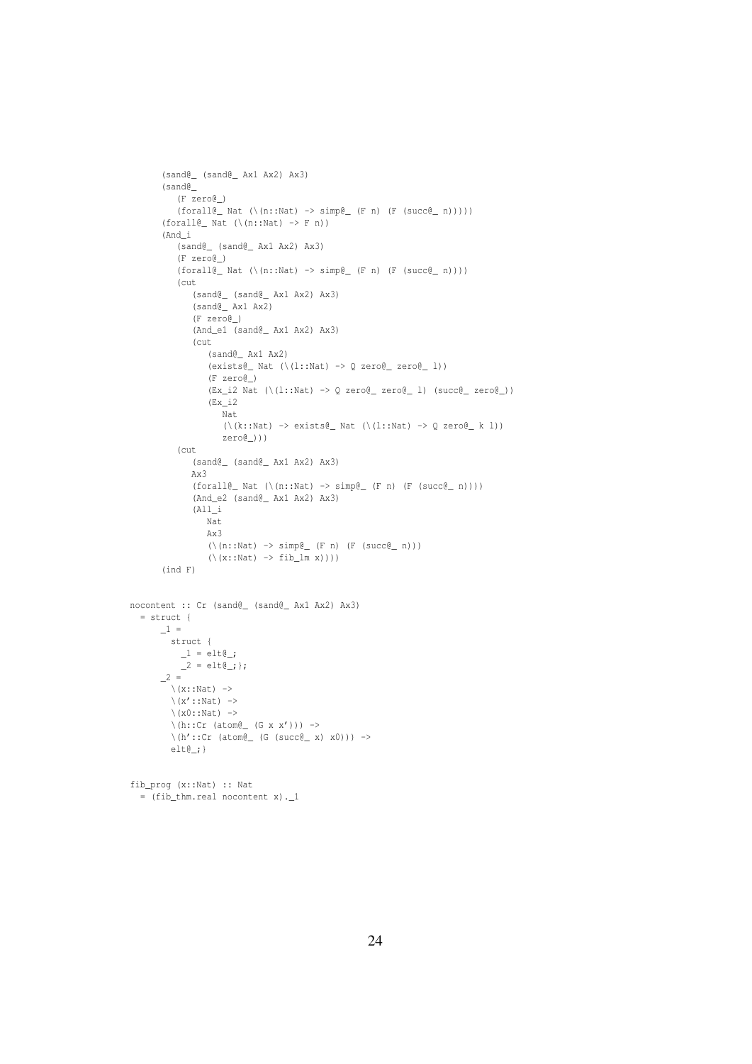```
      (sand@_ (sand@_ Ax1 Ax2) Ax3)
      (sand@_
         (F zero@_)
         (forall@_ Nat (\(n::Nat) -> simp@_ (F n) (F (succ@_ n)))))
      (forall@_ Nat (\(n::Nat) -> F n))
      (And_i
         (sand@_ (sand@_ Ax1 Ax2) Ax3)
         (F zero@_)
         (forall@_ Nat (\(n::Nat) -> simp@_ (F n) (F (succ@_ n))))
         (cut
            (sand@_ (sand@_ Ax1 Ax2) Ax3)
            (sand@_ Ax1 Ax2)
            (F zero@_)
            (And_e1 (sand@_ Ax1 Ax2) Ax3)
            (cut
               (sand@_ Ax1 Ax2)
               (exists@_ Nat (\(l::Nat) -> Q zero@_ zero@_ l))
               (F zero@_)
               (Ex_i2 Nat (\(l::Nat) -> Q zero@_ zero@_ l) (succ@_ zero@_))
               (Ex_i2
                  Nat
                  (\(k::Nat) -> exists@_ Nat (\(l::Nat) -> Q zero@_ k l))
                  zero@_)))
         (cut
            (sand@_ (sand@_ Ax1 Ax2) Ax3)
            Ax3
            (forall@_ Nat (\(n::Nat) -> simp@_ (F n) (F (succ@_ n))))
            (And_e2 (sand@_ Ax1 Ax2) Ax3)
            (All_i
               Nat
               Ax3
               (\(n::Nat) -> simp@_ (F n) (F (succ@_ n)))
               (\(x::Nat) -> fib_lm x))))
      (ind F)


nocontent :: Cr (sand@_ (sand@_ Ax1 Ax2) Ax3)
  = struct {
      _1 =
        struct {
          _1 = elt@_;
          _2 = elt@_;};
      _2 =
        \(x::Nat) ->
        \(x'::Nat) ->
        \(x0::Nat) ->
        \(h::Cr (atom@_ (G x x'))) ->
        \(h'::Cr (atom@_ (G (succ@_ x) x0))) ->
        elt@_;}


fib_prog (x::Nat) :: Nat
  = (fib_thm.real nocontent x)._1
```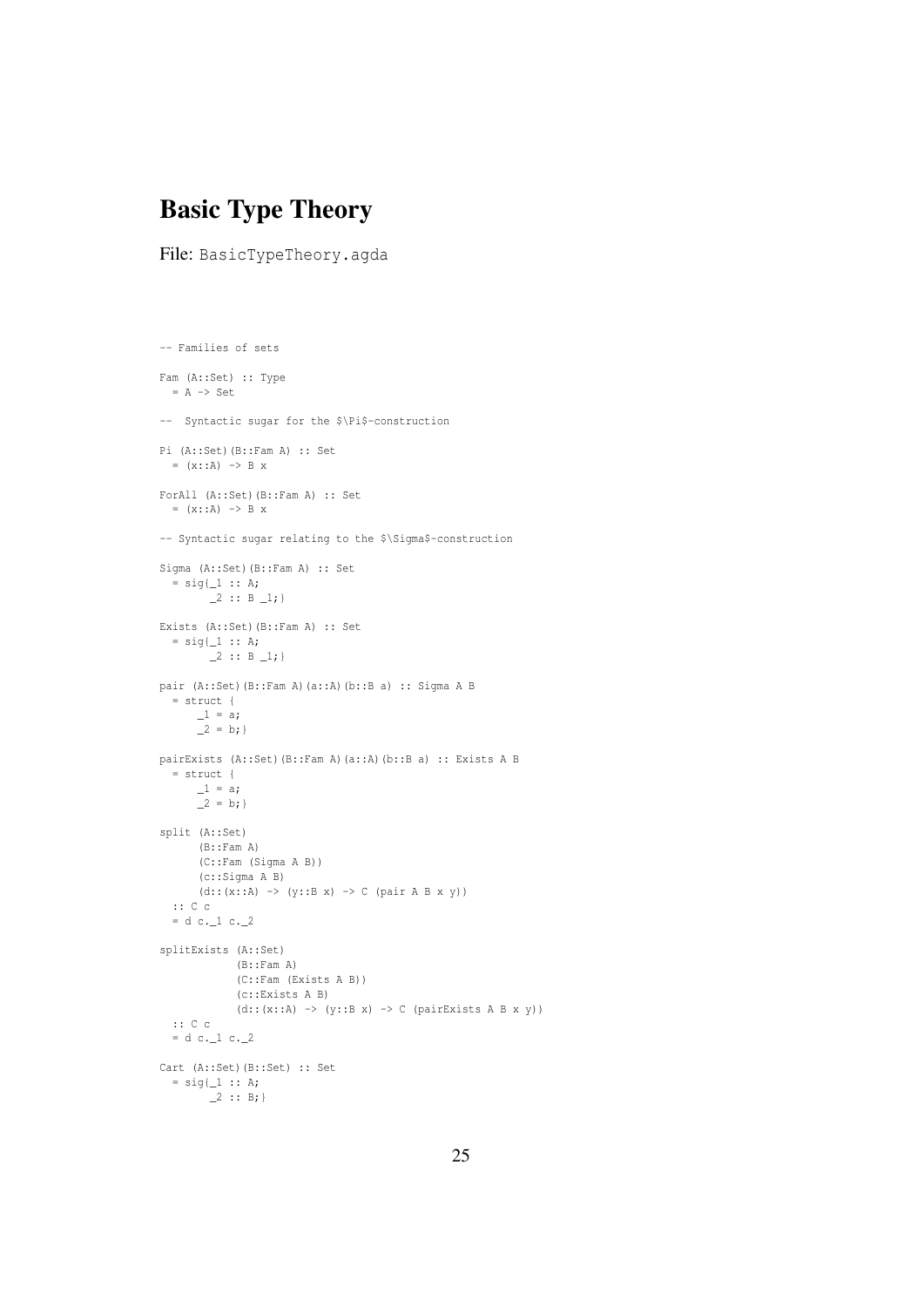# Basic Type Theory

File: BasicTypeTheory.agda

```
-- Families of sets

Fam (A::Set) :: Type
  = A -> Set

--  Syntactic sugar for the $\Pi$-construction

Pi (A::Set)(B::Fam A) :: Set
  = (x::A) -> B x

ForAll (A::Set)(B::Fam A) :: Set
  = (x::A) -> B x

-- Syntactic sugar relating to the $\Sigma$-construction

Sigma (A::Set)(B::Fam A) :: Set
  = sig{_1 :: A;
        _2 :: B _1;}

Exists (A::Set)(B::Fam A) :: Set
  = sig{_1 :: A;
        _2 :: B _1;}

pair (A::Set)(B::Fam A)(a::A)(b::B a) :: Sigma A B
  = struct {
      _1 = a;
      _2 = b;}

pairExists (A::Set)(B::Fam A)(a::A)(b::B a) :: Exists A B
  = struct {
      _1 = a;
      _2 = b;}

split (A::Set)
      (B::Fam A)
      (C::Fam (Sigma A B))
      (c::Sigma A B)
      (d::(x::A) -> (y::B x) -> C (pair A B x y))
  :: C c
  = d c._1 c._2

splitExists (A::Set)
            (B::Fam A)
            (C::Fam (Exists A B))
            (c::Exists A B)
            (d::(x::A) -> (y::B x) -> C (pairExists A B x y))
  :: C c
  = d c._1 c._2

Cart (A::Set)(B::Set) :: Set
  = sig{_1 :: A;
        _2 :: B;}
```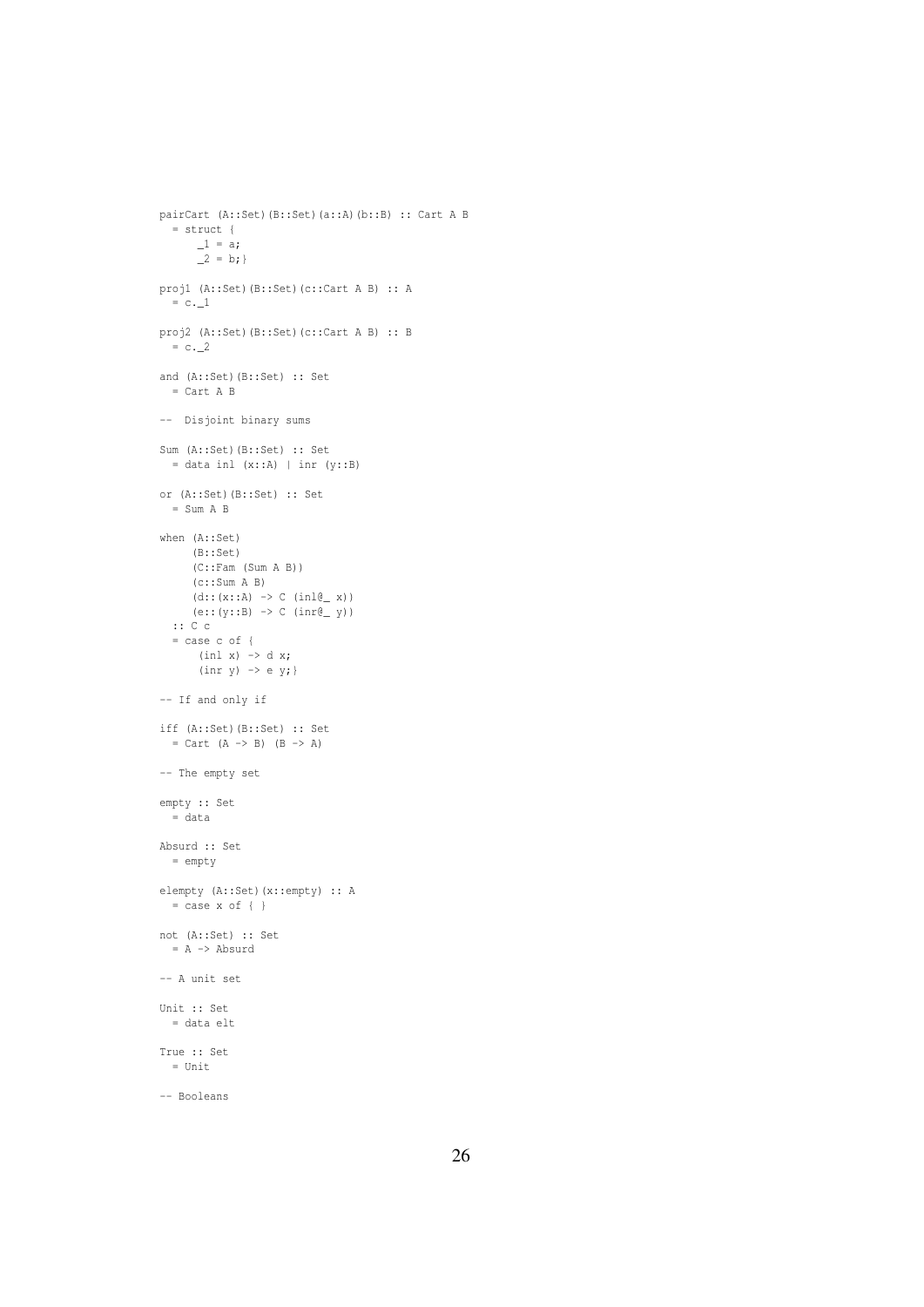```
pairCart (A::Set)(B::Set)(a::A)(b::B) :: Cart A B
  = struct {
      _1 = a;
      _2 = b;}

proj1 (A::Set)(B::Set)(c::Cart A B) :: A
  = c._1

proj2 (A::Set)(B::Set)(c::Cart A B) :: B
  = c._2

and (A::Set)(B::Set) :: Set
  = Cart A B

--  Disjoint binary sums

Sum (A::Set)(B::Set) :: Set
  = data inl (x::A) | inr (y::B)

or (A::Set)(B::Set) :: Set
  = Sum A B

when (A::Set)
     (B::Set)
     (C::Fam (Sum A B))
     (c::Sum A B)
     (d::(x::A) -> C (inl@_ x))
     (e::(y::B) -> C (inr@_ y))
  :: C c
  = case c of {
      (inl x) -> d x;
      (inr y) -> e y;}

-- If and only if

iff (A::Set)(B::Set) :: Set
  = Cart (A -> B) (B -> A)

-- The empty set

empty :: Set
  = data

Absurd :: Set
  = empty

elempty (A::Set)(x::empty) :: A
  = case x of { }

not (A::Set) :: Set
  = A -> Absurd

-- A unit set

Unit :: Set
  = data elt

True :: Set
  = Unit

-- Booleans
```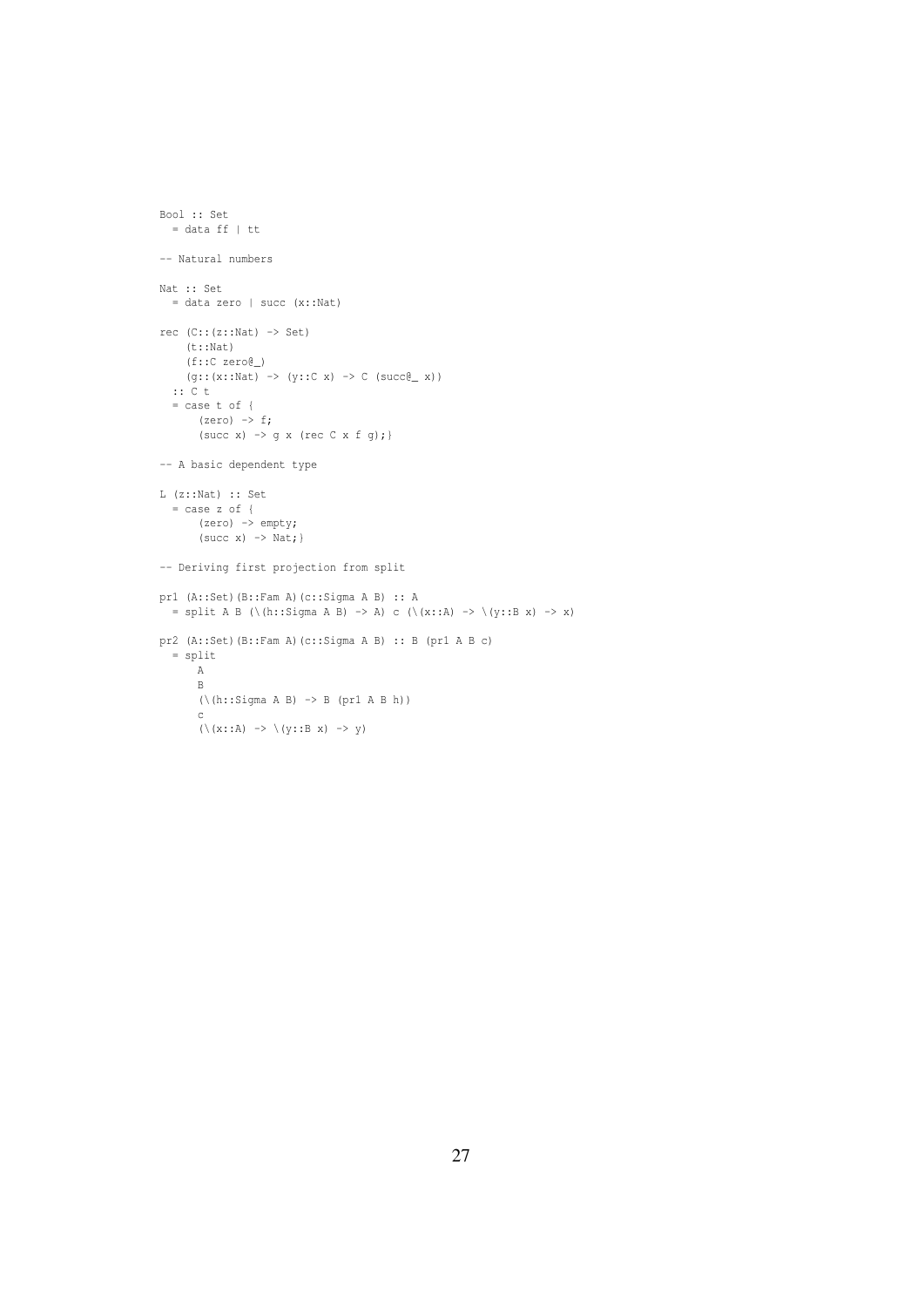```
Bool :: Set
  = data ff | tt

-- Natural numbers

Nat :: Set
  = data zero | succ (x::Nat)

rec (C::(z::Nat) -> Set)
    (t::Nat)
    (f::C zero@_)
    (g::(x::Nat) -> (y::C x) -> C (succ@_ x))
  :: C t
  = case t of {
      (zero) -> f;
      (succ x) -> g x (rec C x f g);}

-- A basic dependent type

L (z::Nat) :: Set
  = case z of {
      (zero) -> empty;
      (succ x) -> Nat;}

-- Deriving first projection from split

pr1 (A::Set)(B::Fam A)(c::Sigma A B) :: A
  = split A B (\(h::Sigma A B) -> A) c (\(x::A) -> \(y::B x) -> x)

pr2 (A::Set)(B::Fam A)(c::Sigma A B) :: B (pr1 A B c)
  = split
      A
      B
      (\(h::Sigma A B) -> B (pr1 A B h))
      c
      (\(x::A) -> \(y::B x) -> y)
```